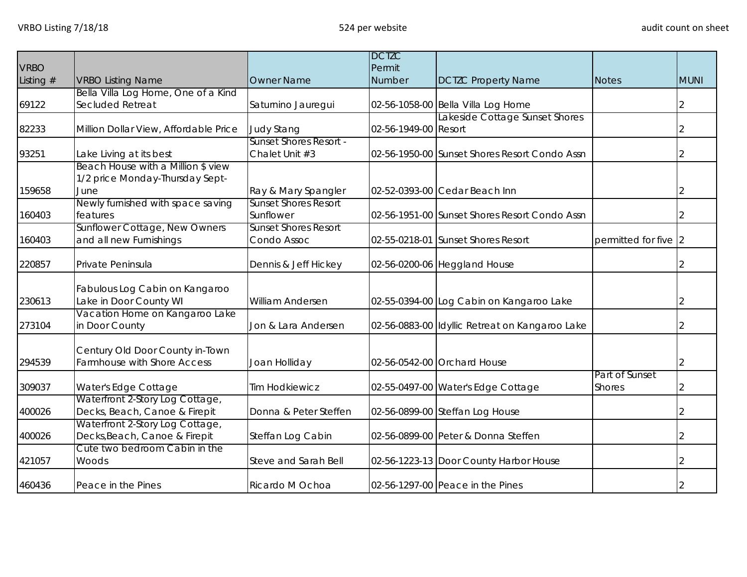VRBO Listing 7/18/18 — 524 per website — audit count on sheet

| VRBO Listing # | VRBO Listing Name | Owner Name | DCTZC Permit Number | DCTZC Property Name | Notes | MUNI |
|---|---|---|---|---|---|---|
| 69122 | Bella Villa Log Home, One of a Kind Secluded Retreat | Saturnino Jauregui | 02-56-1058-00 | Bella Villa Log Home | | 2 |
| 82233 | Million Dollar View, Affordable Price | Judy Stang | 02-56-1949-00 | Lakeside Cottage Sunset Shores Resort | | 2 |
| 93251 | Lake Living at its best | Sunset Shores Resort - Chalet Unit #3 | 02-56-1950-00 | Sunset Shores Resort Condo Assn | | 2 |
| 159658 | Beach House with a Million $ view 1/2 price Monday-Thursday Sept-June | Ray & Mary Spangler | 02-52-0393-00 | Cedar Beach Inn | | 2 |
| 160403 | Newly furnished with space saving features | Sunset Shores Resort Sunflower | 02-56-1951-00 | Sunset Shores Resort Condo Assn | | 2 |
| 160403 | Sunflower Cottage, New Owners and all new Furnishings | Sunset Shores Resort Condo Assoc | 02-55-0218-01 | Sunset Shores Resort | permitted for five | 2 |
| 220857 | Private Peninsula | Dennis & Jeff Hickey | 02-56-0200-06 | Heggland House | | 2 |
| 230613 | Fabulous Log Cabin on Kangaroo Lake in Door County WI | William Andersen | 02-55-0394-00 | Log Cabin on Kangaroo Lake | | 2 |
| 273104 | Vacation Home on Kangaroo Lake in Door County | Jon & Lara Andersen | 02-56-0883-00 | Idyllic Retreat on Kangaroo Lake | | 2 |
| 294539 | Century Old Door County in-Town Farmhouse with Shore Access | Joan Holliday | 02-56-0542-00 | Orchard House | | 2 |
| 309037 | Water's Edge Cottage | Tim Hodkiewicz | 02-55-0497-00 | Water's Edge Cottage | Part of Sunset Shores | 2 |
| 400026 | Waterfront 2-Story Log Cottage, Decks, Beach, Canoe & Firepit | Donna & Peter Steffen | 02-56-0899-00 | Steffan Log House | | 2 |
| 400026 | Waterfront 2-Story Log Cottage, Decks,Beach, Canoe & Firepit | Steffan Log Cabin | 02-56-0899-00 | Peter & Donna Steffen | | 2 |
| 421057 | Cute two bedroom Cabin in the Woods | Steve and Sarah Bell | 02-56-1223-13 | Door County Harbor House | | 2 |
| 460436 | Peace in the Pines | Ricardo M Ochoa | 02-56-1297-00 | Peace in the Pines | | 2 |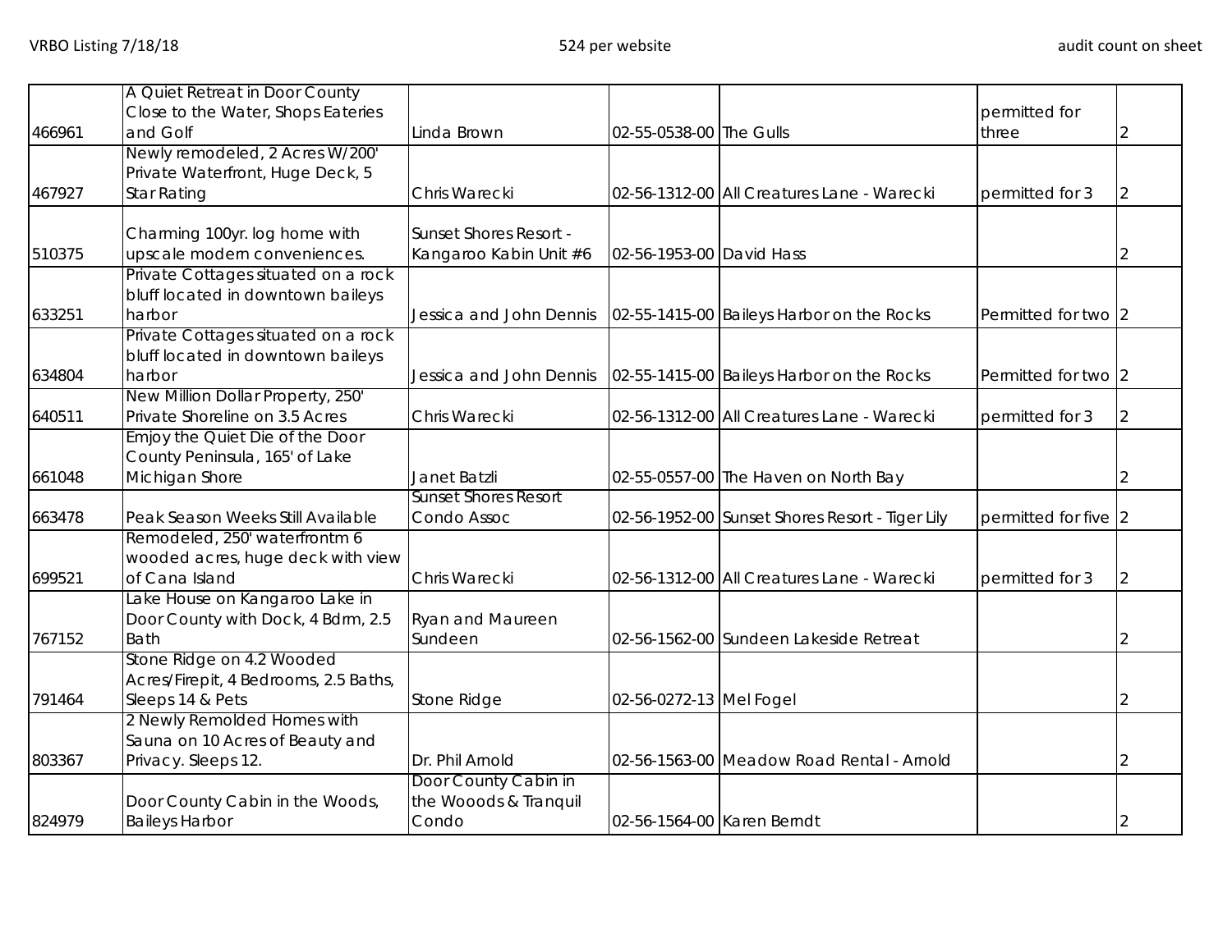| | | | | | | |
|---|---|---|---|---|---|---|
| 466961 | A Quiet Retreat in Door County Close to the Water, Shops Eateries and Golf | Linda Brown | 02-55-0538-00 | The Gulls | permitted for three | 2 |
| 467927 | Newly remodeled, 2 Acres W/200' Private Waterfront, Huge Deck, 5 Star Rating | Chris Warecki | 02-56-1312-00 | All Creatures Lane - Warecki | permitted for 3 | 2 |
| 510375 | Charming 100yr. log home with upscale modern conveniences. | Sunset Shores Resort - Kangaroo Kabin Unit #6 | 02-56-1953-00 | David Hass | | 2 |
| 633251 | Private Cottages situated on a rock bluff located in downtown baileys harbor | Jessica and John Dennis | 02-55-1415-00 | Baileys Harbor on the Rocks | Permitted for two | 2 |
| 634804 | Private Cottages situated on a rock bluff located in downtown baileys harbor | Jessica and John Dennis | 02-55-1415-00 | Baileys Harbor on the Rocks | Permitted for two | 2 |
| 640511 | New Million Dollar Property, 250' Private Shoreline on 3.5 Acres | Chris Warecki | 02-56-1312-00 | All Creatures Lane - Warecki | permitted for 3 | 2 |
| 661048 | Emjoy the Quiet Die of the Door County Peninsula, 165' of Lake Michigan Shore | Janet Batzli | 02-55-0557-00 | The Haven on North Bay | | 2 |
| 663478 | Peak Season Weeks Still Available | Sunset Shores Resort Condo Assoc | 02-56-1952-00 | Sunset Shores Resort - Tiger Lily | permitted for five | 2 |
| 699521 | Remodeled, 250' waterfrontm 6 wooded acres, huge deck with view of Cana Island | Chris Warecki | 02-56-1312-00 | All Creatures Lane - Warecki | permitted for 3 | 2 |
| 767152 | Lake House on Kangaroo Lake in Door County with Dock, 4 Bdrm, 2.5 Bath | Ryan and Maureen Sundeen | 02-56-1562-00 | Sundeen Lakeside Retreat | | 2 |
| 791464 | Stone Ridge on 4.2 Wooded Acres/Firepit, 4 Bedrooms, 2.5 Baths, Sleeps 14 & Pets | Stone Ridge | 02-56-0272-13 | Mel Fogel | | 2 |
| 803367 | 2 Newly Remolded Homes with Sauna on 10 Acres of Beauty and Privacy. Sleeps 12. | Dr. Phil Arnold | 02-56-1563-00 | Meadow Road Rental - Arnold | | 2 |
| 824979 | Door County Cabin in the Woods, Baileys Harbor | Door County Cabin in the Wooods & Tranquil Condo | 02-56-1564-00 | Karen Berndt | | 2 |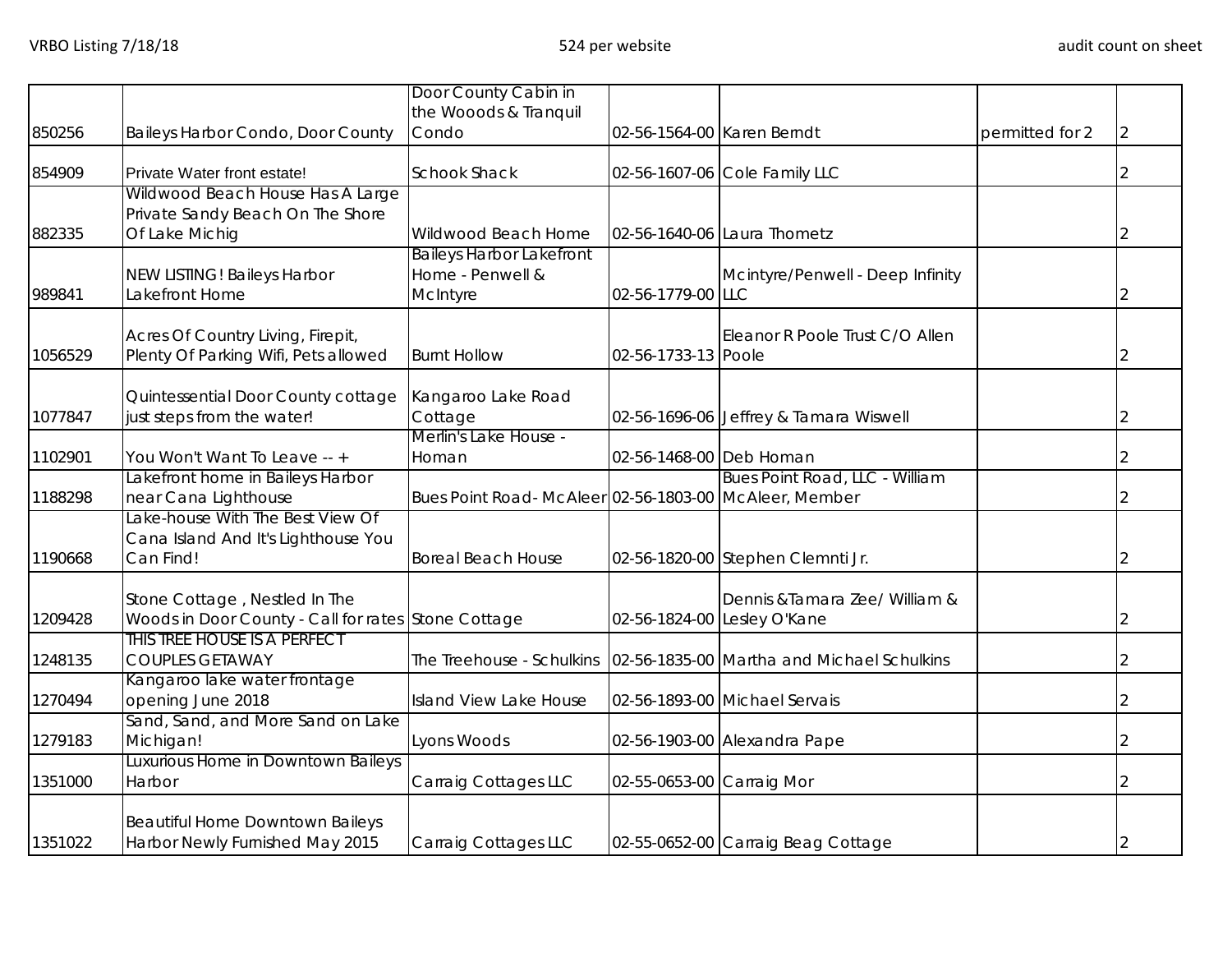VRBO Listing 7/18/18 | 524 per website | audit count on sheet

| | | | | | | |
|---|---|---|---|---|---|---|
| 850256 | Baileys Harbor Condo, Door County | Door County Cabin in the Wooods & Tranquil Condo | 02-56-1564-00 | Karen Berndt | permitted for 2 | 2 |
| 854909 | Private Water front estate! | Schook Shack | 02-56-1607-06 | Cole Family LLC | | 2 |
| 882335 | Wildwood Beach House Has A Large Private Sandy Beach On The Shore Of Lake Michig | Wildwood Beach Home | 02-56-1640-06 | Laura Thometz | | 2 |
| 989841 | NEW LISTING! Baileys Harbor Lakefront Home | Baileys Harbor Lakefront Home - Penwell & McIntyre | 02-56-1779-00 | Mcintyre/Penwell - Deep Infinity LLC | | 2 |
| 1056529 | Acres Of Country Living, Firepit, Plenty Of Parking Wifi, Pets allowed | Burnt Hollow | 02-56-1733-13 | Eleanor R Poole Trust C/O Allen Poole | | 2 |
| 1077847 | Quintessential Door County cottage just steps from the water! | Kangaroo Lake Road Cottage | 02-56-1696-06 | Jeffrey & Tamara Wiswell | | 2 |
| 1102901 | You Won't Want To Leave -- + | Merlin's Lake House - Homan | 02-56-1468-00 | Deb Homan | | 2 |
| 1188298 | Lakefront home in Baileys Harbor near Cana Lighthouse | Bues Point Road- McAleer | 02-56-1803-00 | Bues Point Road, LLC - William McAleer, Member | | 2 |
| 1190668 | Lake-house With The Best View Of Cana Island And It's Lighthouse You Can Find! | Boreal Beach House | 02-56-1820-00 | Stephen Clemnti Jr. | | 2 |
| 1209428 | Stone Cottage , Nestled In The Woods in Door County - Call for rates | Stone Cottage | 02-56-1824-00 | Dennis &Tamara Zee/ William & Lesley O'Kane | | 2 |
| 1248135 | THIS TREE HOUSE IS A PERFECT COUPLES GETAWAY | The Treehouse - Schulkins | 02-56-1835-00 | Martha and Michael Schulkins | | 2 |
| 1270494 | Kangaroo lake water frontage opening June 2018 | Island View Lake House | 02-56-1893-00 | Michael Servais | | 2 |
| 1279183 | Sand, Sand, and More Sand on Lake Michigan! | Lyons Woods | 02-56-1903-00 | Alexandra Pape | | 2 |
| 1351000 | Luxurious Home in Downtown Baileys Harbor | Carraig Cottages LLC | 02-55-0653-00 | Carraig Mor | | 2 |
| 1351022 | Beautiful Home Downtown Baileys Harbor Newly Furnished May 2015 | Carraig Cottages LLC | 02-55-0652-00 | Carraig Beag Cottage | | 2 |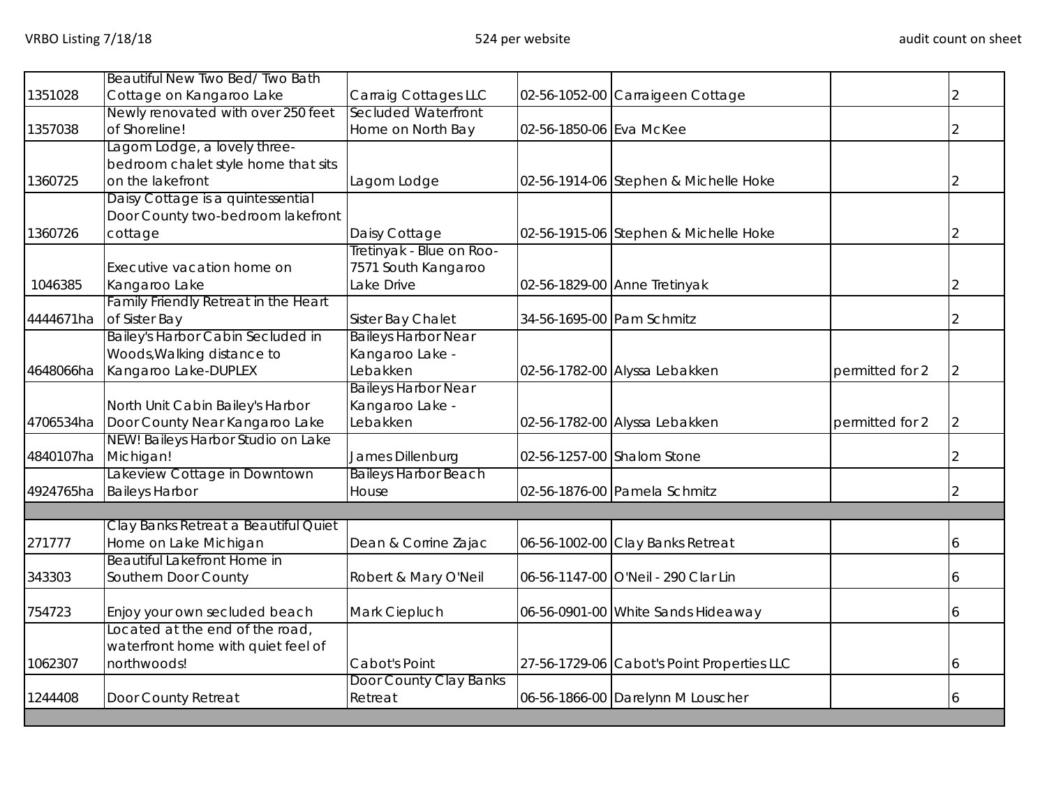| | | | | | | |
|---|---|---|---|---|---|---|
| 1351028 | Beautiful New Two Bed/ Two Bath Cottage on Kangaroo Lake | Carraig Cottages LLC | 02-56-1052-00 | Carraigeen Cottage | | 2 |
| 1357038 | Newly renovated with over 250 feet of Shoreline! | Secluded Waterfront Home on North Bay | 02-56-1850-06 | Eva McKee | | 2 |
| 1360725 | Lagom Lodge, a lovely three-bedroom chalet style home that sits on the lakefront | Lagom Lodge | 02-56-1914-06 | Stephen & Michelle Hoke | | 2 |
| 1360726 | Daisy Cottage is a quintessential Door County two-bedroom lakefront cottage | Daisy Cottage | 02-56-1915-06 | Stephen & Michelle Hoke | | 2 |
| 1046385 | Executive vacation home on Kangaroo Lake | Tretinyak - Blue on Roo- 7571 South Kangaroo Lake Drive | 02-56-1829-00 | Anne Tretinyak | | 2 |
| 4444671ha | Family Friendly Retreat in the Heart of Sister Bay | Sister Bay Chalet | 34-56-1695-00 | Pam Schmitz | | 2 |
| 4648066ha | Bailey's Harbor Cabin Secluded in Woods,Walking distance to Kangaroo Lake-DUPLEX | Baileys Harbor Near Kangaroo Lake - Lebakken | 02-56-1782-00 | Alyssa Lebakken | permitted for 2 | 2 |
| 4706534ha | North Unit Cabin Bailey's Harbor Door County Near Kangaroo Lake | Baileys Harbor Near Kangaroo Lake - Lebakken | 02-56-1782-00 | Alyssa Lebakken | permitted for 2 | 2 |
| 4840107ha | NEW! Baileys Harbor Studio on Lake Michigan! | James Dillenburg | 02-56-1257-00 | Shalom Stone | | 2 |
| 4924765ha | Lakeview Cottage in Downtown Baileys Harbor | Baileys Harbor Beach House | 02-56-1876-00 | Pamela Schmitz | | 2 |
| | | | | | | |
| 271777 | Clay Banks Retreat a Beautiful Quiet Home on Lake Michigan | Dean & Corrine Zajac | 06-56-1002-00 | Clay Banks Retreat | | 6 |
| 343303 | Beautiful Lakefront Home in Southern Door County | Robert & Mary O'Neil | 06-56-1147-00 | O'Neil - 290 Clar Lin | | 6 |
| 754723 | Enjoy your own secluded beach | Mark Ciepluch | 06-56-0901-00 | White Sands Hideaway | | 6 |
| 1062307 | Located at the end of the road, waterfront home with quiet feel of northwoods! | Cabot's Point | 27-56-1729-06 | Cabot's Point Properties LLC | | 6 |
| 1244408 | Door County Retreat | Door County Clay Banks Retreat | 06-56-1866-00 | Darelynn M Louscher | | 6 |
| | | | | | | |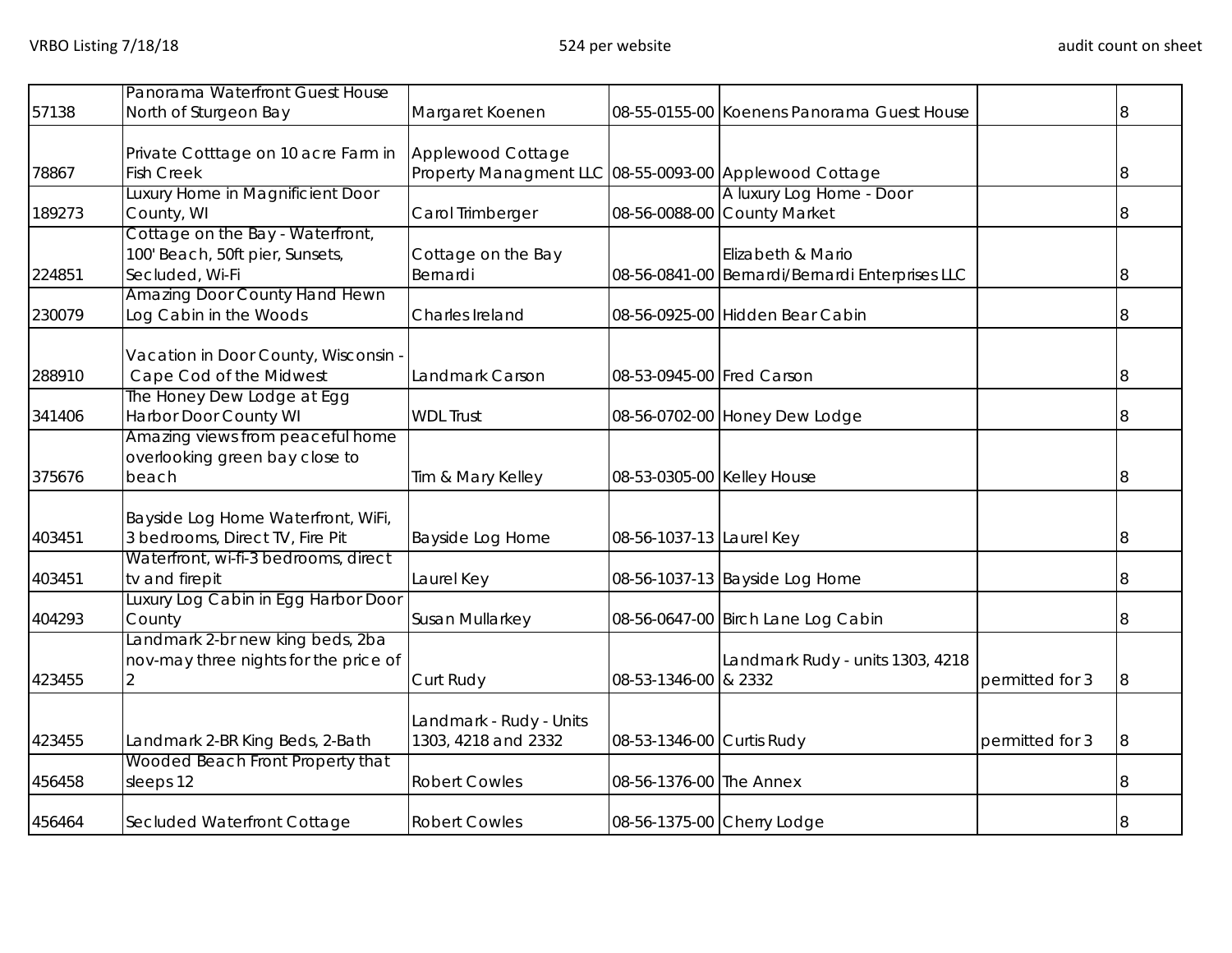| | | | | | | |
|---|---|---|---|---|---|---|
| 57138 | Panorama Waterfront Guest House North of Sturgeon Bay | Margaret Koenen | 08-55-0155-00 | Koenens Panorama Guest House | | 8 |
| 78867 | Private Cotttage on 10 acre Farm in Fish Creek | Applewood Cottage Property Managment LLC | 08-55-0093-00 | Applewood Cottage | | 8 |
| 189273 | Luxury Home in Magnificient Door County, WI | Carol Trimberger | 08-56-0088-00 | A luxury Log Home - Door County Market | | 8 |
| 224851 | Cottage on the Bay - Waterfront, 100' Beach, 50ft pier, Sunsets, Secluded, Wi-Fi | Cottage on the Bay Bernardi | 08-56-0841-00 | Elizabeth & Mario Bernardi/Bernardi Enterprises LLC | | 8 |
| 230079 | Amazing Door County Hand Hewn Log Cabin in the Woods | Charles Ireland | 08-56-0925-00 | Hidden Bear Cabin | | 8 |
| 288910 | Vacation in Door County, Wisconsin - Cape Cod of the Midwest | Landmark Carson | 08-53-0945-00 | Fred Carson | | 8 |
| 341406 | The Honey Dew Lodge at Egg Harbor Door County WI | WDL Trust | 08-56-0702-00 | Honey Dew Lodge | | 8 |
| 375676 | Amazing views from peaceful home overlooking green bay close to beach | Tim & Mary Kelley | 08-53-0305-00 | Kelley House | | 8 |
| 403451 | Bayside Log Home Waterfront, WiFi, 3 bedrooms, Direct TV, Fire Pit | Bayside Log Home | 08-56-1037-13 | Laurel Key | | 8 |
| 403451 | Waterfront, wi-fi-3 bedrooms, direct tv and firepit | Laurel Key | 08-56-1037-13 | Bayside Log Home | | 8 |
| 404293 | Luxury Log Cabin in Egg Harbor Door County | Susan Mullarkey | 08-56-0647-00 | Birch Lane Log Cabin | | 8 |
| 423455 | Landmark 2-br new king beds, 2ba nov-may three nights for the price of 2 | Curt Rudy | 08-53-1346-00 | Landmark Rudy - units 1303, 4218 & 2332 | permitted for 3 | 8 |
| 423455 | Landmark 2-BR King Beds, 2-Bath | Landmark - Rudy - Units 1303, 4218 and 2332 | 08-53-1346-00 | Curtis Rudy | permitted for 3 | 8 |
| 456458 | Wooded Beach Front Property that sleeps 12 | Robert Cowles | 08-56-1376-00 | The Annex | | 8 |
| 456464 | Secluded Waterfront Cottage | Robert Cowles | 08-56-1375-00 | Cherry Lodge | | 8 |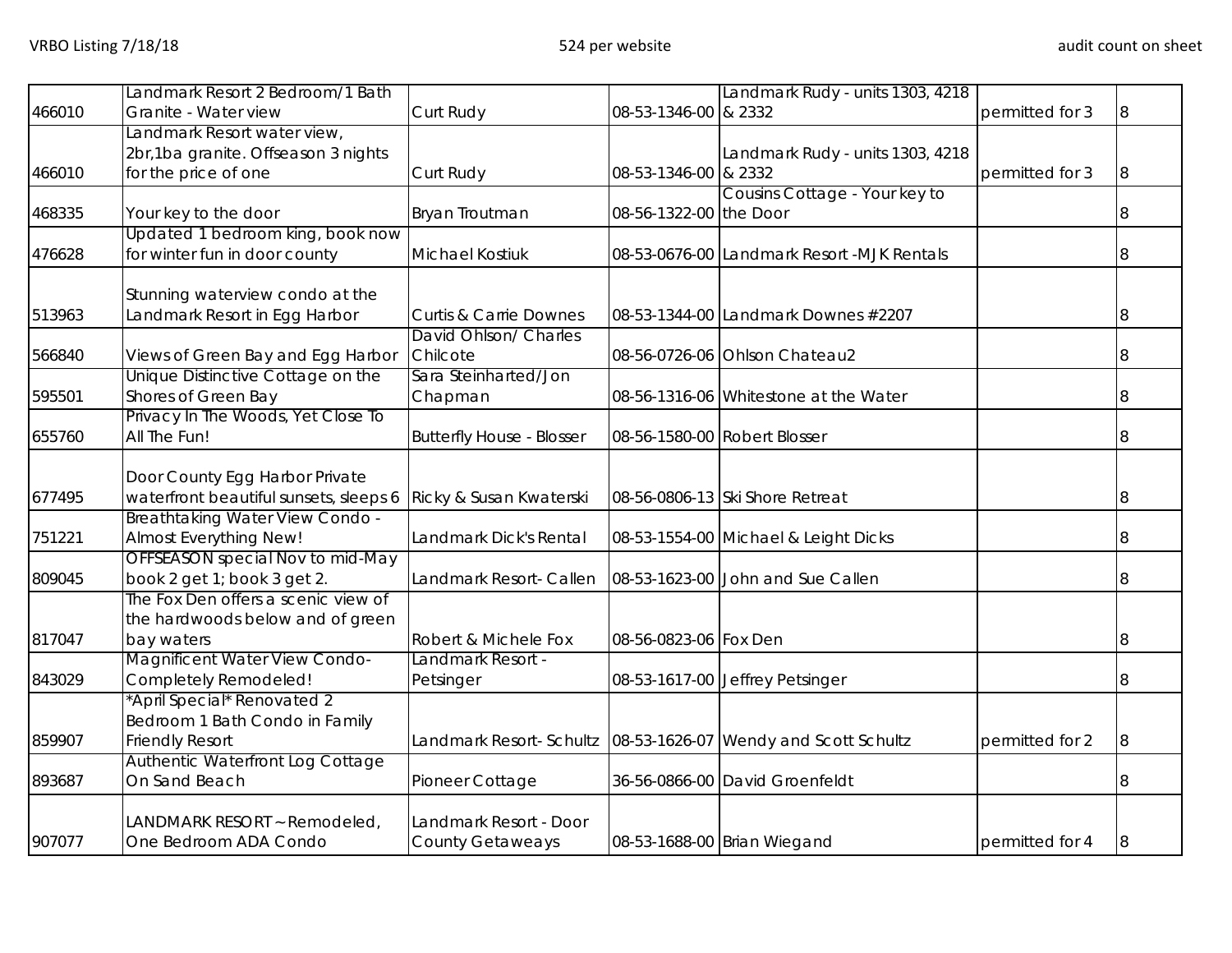| | | | | | | |
|---|---|---|---|---|---|---|
| 466010 | Landmark Resort 2 Bedroom/1 Bath Granite - Water view | Curt Rudy | 08-53-1346-00 | Landmark Rudy - units 1303, 4218 & 2332 | permitted for 3 | 8 |
| 466010 | Landmark Resort water view, 2br,1ba granite. Offseason 3 nights for the price of one | Curt Rudy | 08-53-1346-00 | Landmark Rudy - units 1303, 4218 & 2332 | permitted for 3 | 8 |
| 468335 | Your key to the door | Bryan Troutman | 08-56-1322-00 | Cousins Cottage - Your key to the Door | | 8 |
| 476628 | Updated 1 bedroom king, book now for winter fun in door county | Michael Kostiuk | 08-53-0676-00 | Landmark Resort -MJK Rentals | | 8 |
| 513963 | Stunning waterview condo at the Landmark Resort in Egg Harbor | Curtis & Carrie Downes | 08-53-1344-00 | Landmark Downes #2207 | | 8 |
| 566840 | Views of Green Bay and Egg Harbor | David Ohlson/ Charles Chilcote | 08-56-0726-06 | Ohlson Chateau2 | | 8 |
| 595501 | Unique Distinctive Cottage on the Shores of Green Bay | Sara Steinharted/Jon Chapman | 08-56-1316-06 | Whitestone at the Water | | 8 |
| 655760 | Privacy In The Woods, Yet Close To All The Fun! | Butterfly House - Blosser | 08-56-1580-00 | Robert Blosser | | 8 |
| 677495 | Door County Egg Harbor Private waterfront beautiful sunsets, sleeps 6 | Ricky & Susan Kwaterski | 08-56-0806-13 | Ski Shore Retreat | | 8 |
| 751221 | Breathtaking Water View Condo - Almost Everything New! | Landmark Dick's Rental | 08-53-1554-00 | Michael & Leight Dicks | | 8 |
| 809045 | OFFSEASON special Nov to mid-May book 2 get 1; book 3 get 2. | Landmark Resort- Callen | 08-53-1623-00 | John and Sue Callen | | 8 |
| 817047 | The Fox Den offers a scenic view of the hardwoods below and of green bay waters | Robert & Michele Fox | 08-56-0823-06 | Fox Den | | 8 |
| 843029 | Magnificent Water View Condo- Completely Remodeled! | Landmark Resort - Petsinger | 08-53-1617-00 | Jeffrey Petsinger | | 8 |
| 859907 | *April Special* Renovated 2 Bedroom 1 Bath Condo in Family Friendly Resort | Landmark Resort- Schultz | 08-53-1626-07 | Wendy and Scott Schultz | permitted for 2 | 8 |
| 893687 | Authentic Waterfront Log Cottage On Sand Beach | Pioneer Cottage | 36-56-0866-00 | David Groenfeldt | | 8 |
| 907077 | LANDMARK RESORT ~ Remodeled, One Bedroom ADA Condo | Landmark Resort - Door County Getaways | 08-53-1688-00 | Brian Wiegand | permitted for 4 | 8 |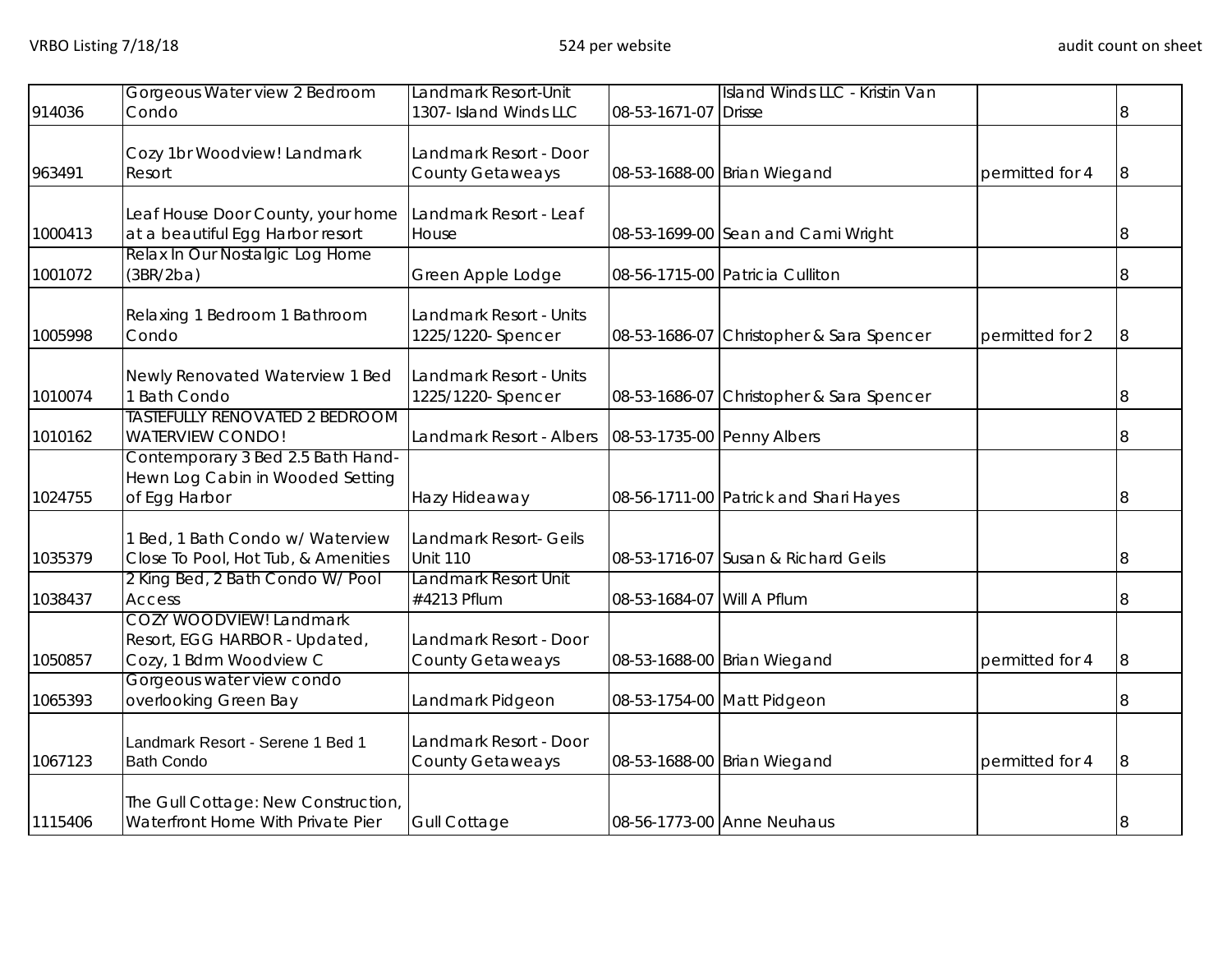| | | | | | | |
|---|---|---|---|---|---|---|
| 914036 | Gorgeous Water view 2 Bedroom Condo | Landmark Resort-Unit 1307- Island Winds LLC | 08-53-1671-07 | Island Winds LLC - Kristin Van Drisse | | 8 |
| 963491 | Cozy 1br Woodview! Landmark Resort | Landmark Resort - Door County Getaways | 08-53-1688-00 | Brian Wiegand | permitted for 4 | 8 |
| 1000413 | Leaf House Door County, your home at a beautiful Egg Harbor resort | Landmark Resort - Leaf House | 08-53-1699-00 | Sean and Cami Wright | | 8 |
| 1001072 | Relax In Our Nostalgic Log Home (3BR/2ba) | Green Apple Lodge | 08-56-1715-00 | Patricia Culliton | | 8 |
| 1005998 | Relaxing 1 Bedroom 1 Bathroom Condo | Landmark Resort - Units 1225/1220- Spencer | 08-53-1686-07 | Christopher & Sara Spencer | permitted for 2 | 8 |
| 1010074 | Newly Renovated Waterview 1 Bed 1 Bath Condo | Landmark Resort - Units 1225/1220- Spencer | 08-53-1686-07 | Christopher & Sara Spencer | | 8 |
| 1010162 | TASTEFULLY RENOVATED 2 BEDROOM WATERVIEW CONDO! | Landmark Resort - Albers | 08-53-1735-00 | Penny Albers | | 8 |
| 1024755 | Contemporary 3 Bed 2.5 Bath Hand-Hewn Log Cabin in Wooded Setting of Egg Harbor | Hazy Hideaway | 08-56-1711-00 | Patrick and Shari Hayes | | 8 |
| 1035379 | 1 Bed, 1 Bath Condo w/ Waterview Close To Pool, Hot Tub, & Amenities | Landmark Resort- Geils Unit 110 | 08-53-1716-07 | Susan & Richard Geils | | 8 |
| 1038437 | 2 King Bed, 2 Bath Condo W/ Pool Access | Landmark Resort Unit #4213 Pflum | 08-53-1684-07 | Will A Pflum | | 8 |
| 1050857 | COZY WOODVIEW! Landmark Resort, EGG HARBOR - Updated, Cozy, 1 Bdrm Woodview C | Landmark Resort - Door County Getaways | 08-53-1688-00 | Brian Wiegand | permitted for 4 | 8 |
| 1065393 | Gorgeous water view condo overlooking Green Bay | Landmark Pidgeon | 08-53-1754-00 | Matt Pidgeon | | 8 |
| 1067123 | Landmark Resort - Serene 1 Bed 1 Bath Condo | Landmark Resort - Door County Getaways | 08-53-1688-00 | Brian Wiegand | permitted for 4 | 8 |
| 1115406 | The Gull Cottage: New Construction, Waterfront Home With Private Pier | Gull Cottage | 08-56-1773-00 | Anne Neuhaus | | 8 |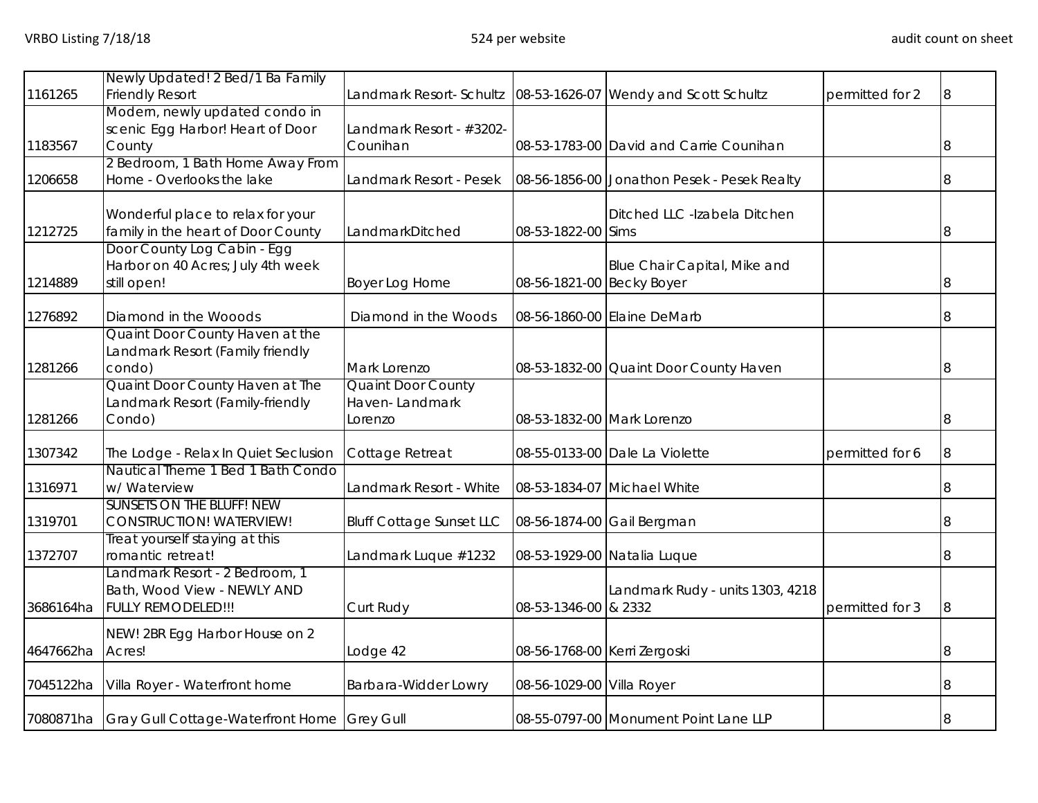| | | | | | | |
|---|---|---|---|---|---|---|
| 1161265 | Newly Updated! 2 Bed/1 Ba Family Friendly Resort | Landmark Resort- Schultz | 08-53-1626-07 | Wendy and Scott Schultz | permitted for 2 | 8 |
| 1183567 | Modern, newly updated condo in scenic Egg Harbor! Heart of Door County | Landmark Resort - #3202-Counihan | 08-53-1783-00 | David and Carrie Counihan | | 8 |
| 1206658 | 2 Bedroom, 1 Bath Home Away From Home - Overlooks the lake | Landmark Resort - Pesek | 08-56-1856-00 | Jonathon Pesek - Pesek Realty | | 8 |
| 1212725 | Wonderful place to relax for your family in the heart of Door County | LandmarkDitched | 08-53-1822-00 | Ditched LLC -Izabela Ditchen Sims | | 8 |
| 1214889 | Door County Log Cabin - Egg Harbor on 40 Acres; July 4th week still open! | Boyer Log Home | 08-56-1821-00 | Blue Chair Capital, Mike and Becky Boyer | | 8 |
| 1276892 | Diamond in the Wooods | Diamond in the Woods | 08-56-1860-00 | Elaine DeMarb | | 8 |
| 1281266 | Quaint Door County Haven at the Landmark Resort (Family friendly condo) | Mark Lorenzo | 08-53-1832-00 | Quaint Door County Haven | | 8 |
| 1281266 | Quaint Door County Haven at The Landmark Resort (Family-friendly Condo) | Quaint Door County Haven- Landmark Lorenzo | 08-53-1832-00 | Mark Lorenzo | | 8 |
| 1307342 | The Lodge - Relax In Quiet Seclusion | Cottage Retreat | 08-55-0133-00 | Dale La Violette | permitted for 6 | 8 |
| 1316971 | Nautical Theme 1 Bed 1 Bath Condo w/ Waterview | Landmark Resort - White | 08-53-1834-07 | Michael White | | 8 |
| 1319701 | SUNSETS ON THE BLUFF! NEW CONSTRUCTION! WATERVIEW! | Bluff Cottage Sunset LLC | 08-56-1874-00 | Gail Bergman | | 8 |
| 1372707 | Treat yourself staying at this romantic retreat! | Landmark Luque #1232 | 08-53-1929-00 | Natalia Luque | | 8 |
| 3686164ha | Landmark Resort - 2 Bedroom, 1 Bath, Wood View - NEWLY AND FULLY REMODELED!!! | Curt Rudy | 08-53-1346-00 | Landmark Rudy - units 1303, 4218 & 2332 | permitted for 3 | 8 |
| 4647662ha | NEW! 2BR Egg Harbor House on 2 Acres! | Lodge 42 | 08-56-1768-00 | Kerri Zergoski | | 8 |
| 7045122ha | Villa Royer - Waterfront home | Barbara-Widder Lowry | 08-56-1029-00 | Villa Royer | | 8 |
| 7080871ha | Gray Gull Cottage-Waterfront Home | Grey Gull | 08-55-0797-00 | Monument Point Lane LLP | | 8 |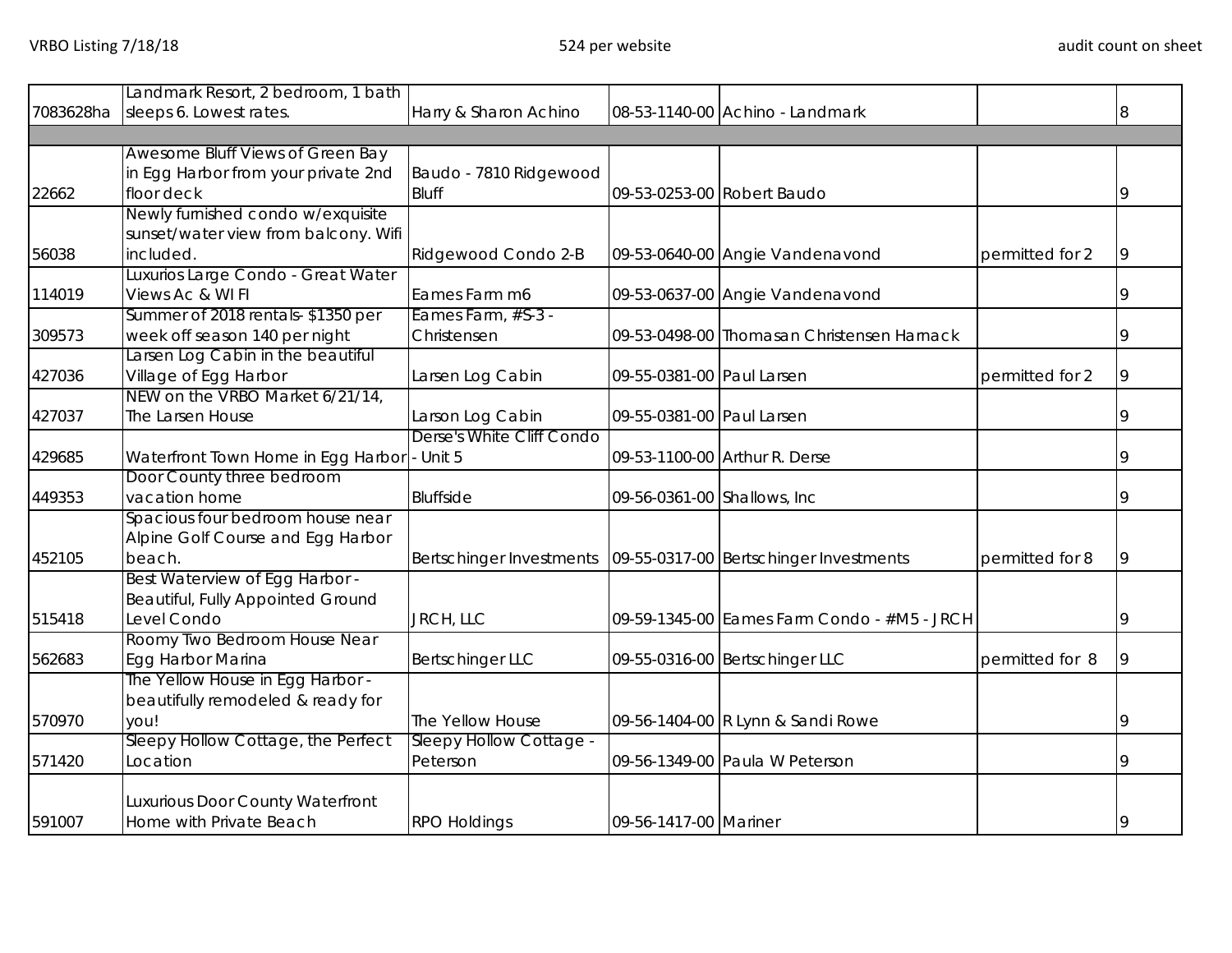| | | | | | | |
|---|---|---|---|---|---|---|
| 7083628ha | Landmark Resort, 2 bedroom, 1 bath sleeps 6. Lowest rates. | Harry & Sharon Achino | 08-53-1140-00 | Achino - Landmark | | 8 |
| | | | | | | |
| 22662 | Awesome Bluff Views of Green Bay in Egg Harbor from your private 2nd floor deck | Baudo - 7810 Ridgewood Bluff | 09-53-0253-00 | Robert Baudo | | 9 |
| 56038 | Newly furnished condo w/exquisite sunset/water view from balcony. Wifi included. | Ridgewood Condo 2-B | 09-53-0640-00 | Angie Vandenavond | permitted for 2 | 9 |
| 114019 | Luxurios Large Condo - Great Water Views Ac & WI FI | Eames Farm m6 | 09-53-0637-00 | Angie Vandenavond | | 9 |
| 309573 | Summer of 2018 rentals- $1350 per week off season 140 per night | Eames Farm, #S-3 - Christensen | 09-53-0498-00 | Thomasan Christensen Harnack | | 9 |
| 427036 | Larsen Log Cabin in the beautiful Village of Egg Harbor | Larsen Log Cabin | 09-55-0381-00 | Paul Larsen | permitted for 2 | 9 |
| 427037 | NEW on the VRBO Market 6/21/14, The Larsen House | Larson Log Cabin | 09-55-0381-00 | Paul Larsen | | 9 |
| 429685 | Waterfront Town Home in Egg Harbor | Derse's White Cliff Condo - Unit 5 | 09-53-1100-00 | Arthur R. Derse | | 9 |
| 449353 | Door County three bedroom vacation home | Bluffside | 09-56-0361-00 | Shallows, Inc | | 9 |
| 452105 | Spacious four bedroom house near Alpine Golf Course and Egg Harbor beach. | Bertschinger Investments | 09-55-0317-00 | Bertschinger Investments | permitted for 8 | 9 |
| 515418 | Best Waterview of Egg Harbor - Beautiful, Fully Appointed Ground Level Condo | JRCH, LLC | 09-59-1345-00 | Eames Farm Condo - #M5 - JRCH | | 9 |
| 562683 | Roomy Two Bedroom House Near Egg Harbor Marina | Bertschinger LLC | 09-55-0316-00 | Bertschinger LLC | permitted for 8 | 9 |
| 570970 | The Yellow House in Egg Harbor - beautifully remodeled & ready for you! | The Yellow House | 09-56-1404-00 | R Lynn & Sandi Rowe | | 9 |
| 571420 | Sleepy Hollow Cottage, the Perfect Location | Sleepy Hollow Cottage - Peterson | 09-56-1349-00 | Paula W Peterson | | 9 |
| 591007 | Luxurious Door County Waterfront Home with Private Beach | RPO Holdings | 09-56-1417-00 | Mariner | | 9 |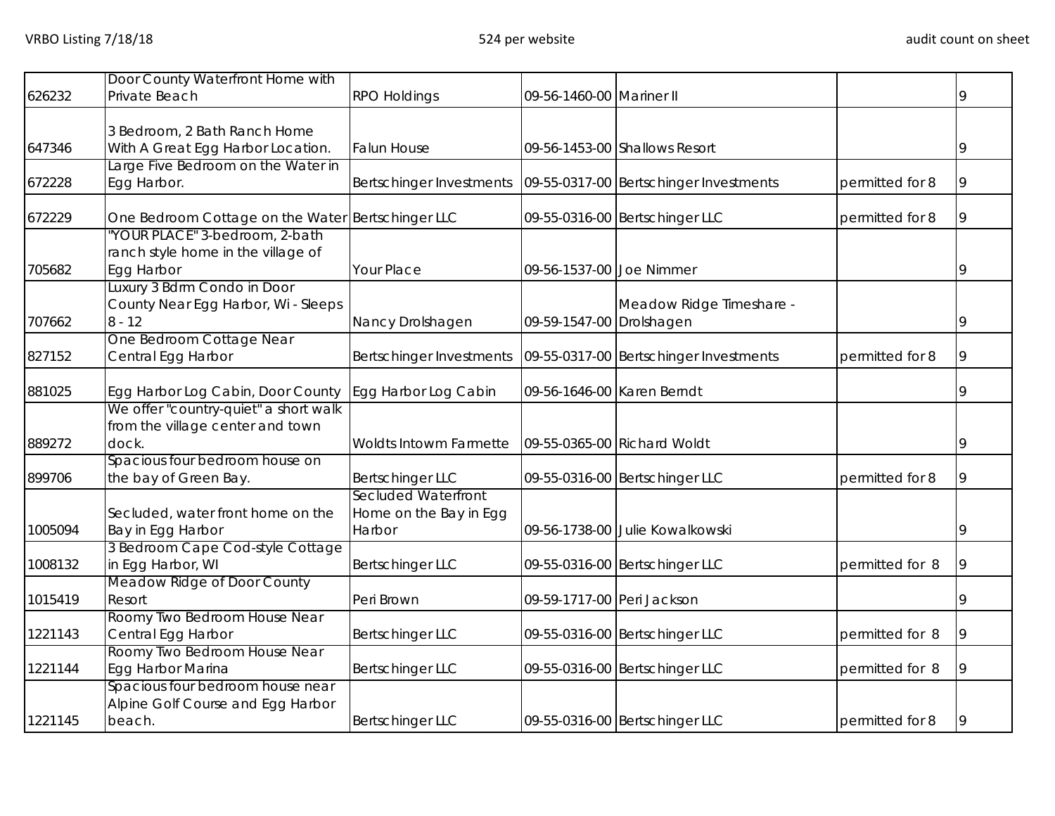| | | | | | | |
|---|---|---|---|---|---|---|
| 626232 | Door County Waterfront Home with Private Beach | RPO Holdings | 09-56-1460-00 | Mariner II | | 9 |
| 647346 | 3 Bedroom, 2 Bath Ranch Home With A Great Egg Harbor Location. | Falun House | 09-56-1453-00 | Shallows Resort | | 9 |
| 672228 | Large Five Bedroom on the Water in Egg Harbor. | Bertschinger Investments | 09-55-0317-00 | Bertschinger Investments | permitted for 8 | 9 |
| 672229 | One Bedroom Cottage on the Water | Bertschinger LLC | 09-55-0316-00 | Bertschinger LLC | permitted for 8 | 9 |
| 705682 | "YOUR PLACE" 3-bedroom, 2-bath ranch style home in the village of Egg Harbor | Your Place | 09-56-1537-00 | Joe Nimmer | | 9 |
| 707662 | Luxury 3 Bdrm Condo in Door County Near Egg Harbor, Wi - Sleeps 8 - 12 | Nancy Drolshagen | 09-59-1547-00 | Meadow Ridge Timeshare - Drolshagen | | 9 |
| 827152 | One Bedroom Cottage Near Central Egg Harbor | Bertschinger Investments | 09-55-0317-00 | Bertschinger Investments | permitted for 8 | 9 |
| 881025 | Egg Harbor Log Cabin, Door County | Egg Harbor Log Cabin | 09-56-1646-00 | Karen Berndt | | 9 |
| 889272 | We offer "country-quiet" a short walk from the village center and town dock. | Woldts Intowm Farmette | 09-55-0365-00 | Richard Woldt | | 9 |
| 899706 | Spacious four bedroom house on the bay of Green Bay. | Bertschinger LLC | 09-55-0316-00 | Bertschinger LLC | permitted for 8 | 9 |
| 1005094 | Secluded, water front home on the Bay in Egg Harbor | Secluded Waterfront Home on the Bay in Egg Harbor | 09-56-1738-00 | Julie Kowalkowski | | 9 |
| 1008132 | 3 Bedroom Cape Cod-style Cottage in Egg Harbor, WI | Bertschinger LLC | 09-55-0316-00 | Bertschinger LLC | permitted for 8 | 9 |
| 1015419 | Meadow Ridge of Door County Resort | Peri Brown | 09-59-1717-00 | Peri Jackson | | 9 |
| 1221143 | Roomy Two Bedroom House Near Central Egg Harbor | Bertschinger LLC | 09-55-0316-00 | Bertschinger LLC | permitted for 8 | 9 |
| 1221144 | Roomy Two Bedroom House Near Egg Harbor Marina | Bertschinger LLC | 09-55-0316-00 | Bertschinger LLC | permitted for 8 | 9 |
| 1221145 | Spacious four bedroom house near Alpine Golf Course and Egg Harbor beach. | Bertschinger LLC | 09-55-0316-00 | Bertschinger LLC | permitted for 8 | 9 |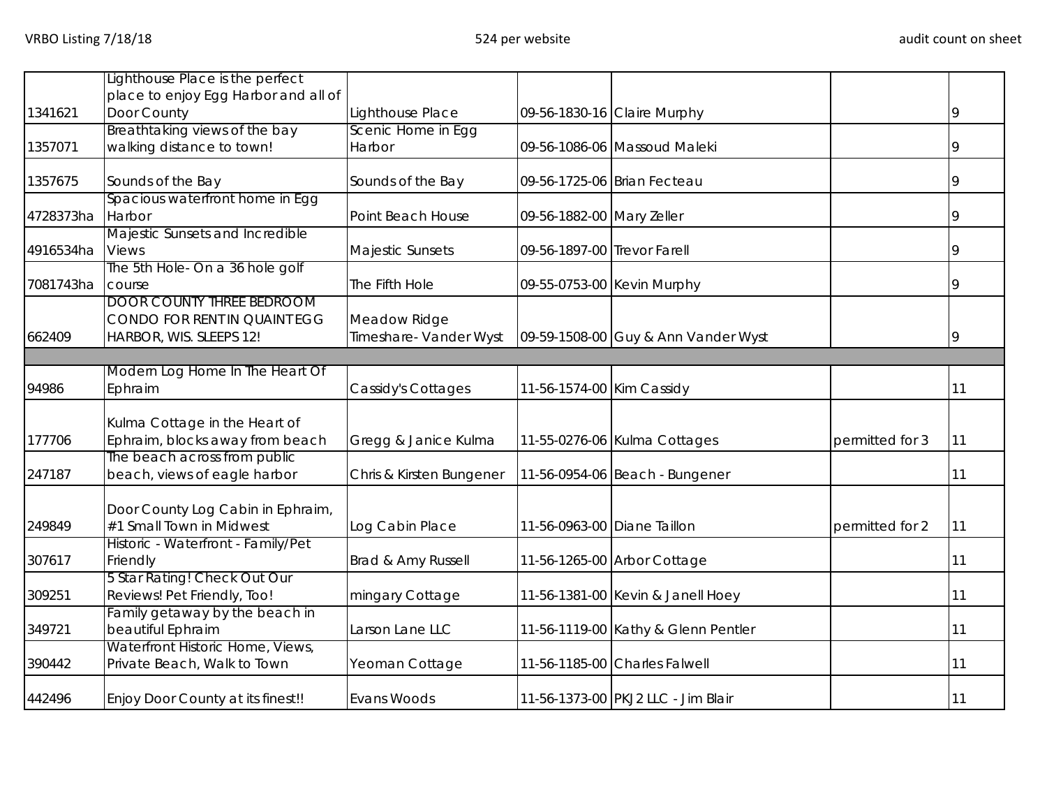| | | | | | | |
|---|---|---|---|---|---|---|
| 1341621 | Lighthouse Place is the perfect place to enjoy Egg Harbor and all of Door County | Lighthouse Place | 09-56-1830-16 | Claire Murphy | | 9 |
| 1357071 | Breathtaking views of the bay walking distance to town! | Scenic Home in Egg Harbor | 09-56-1086-06 | Massoud Maleki | | 9 |
| 1357675 | Sounds of the Bay | Sounds of the Bay | 09-56-1725-06 | Brian Fecteau | | 9 |
| 4728373ha | Spacious waterfront home in Egg Harbor | Point Beach House | 09-56-1882-00 | Mary Zeller | | 9 |
| 4916534ha | Majestic Sunsets and Incredible Views | Majestic Sunsets | 09-56-1897-00 | Trevor Farell | | 9 |
| 7081743ha | The 5th Hole- On a 36 hole golf course | The Fifth Hole | 09-55-0753-00 | Kevin Murphy | | 9 |
| 662409 | DOOR COUNTY THREE BEDROOM CONDO FOR RENT IN QUAINT EGG HARBOR, WIS. SLEEPS 12! | Meadow Ridge Timeshare- Vander Wyst | 09-59-1508-00 | Guy & Ann Vander Wyst | | 9 |
| | | | | | | |
| 94986 | Modern Log Home In The Heart Of Ephraim | Cassidy's Cottages | 11-56-1574-00 | Kim Cassidy | | 11 |
| 177706 | Kulma Cottage in the Heart of Ephraim, blocks away from beach | Gregg & Janice Kulma | 11-55-0276-06 | Kulma Cottages | permitted for 3 | 11 |
| 247187 | The beach across from public beach, views of eagle harbor | Chris & Kirsten Bungener | 11-56-0954-06 | Beach - Bungener | | 11 |
| 249849 | Door County Log Cabin in Ephraim, #1 Small Town in Midwest | Log Cabin Place | 11-56-0963-00 | Diane Taillon | permitted for 2 | 11 |
| 307617 | Historic - Waterfront - Family/Pet Friendly | Brad & Amy Russell | 11-56-1265-00 | Arbor Cottage | | 11 |
| 309251 | 5 Star Rating! Check Out Our Reviews! Pet Friendly, Too! | mingary Cottage | 11-56-1381-00 | Kevin & Janell Hoey | | 11 |
| 349721 | Family getaway by the beach in beautiful Ephraim | Larson Lane LLC | 11-56-1119-00 | Kathy & Glenn Pentler | | 11 |
| 390442 | Waterfront Historic Home, Views, Private Beach, Walk to Town | Yeoman Cottage | 11-56-1185-00 | Charles Falwell | | 11 |
| 442496 | Enjoy Door County at its finest!! | Evans Woods | 11-56-1373-00 | PKJ2 LLC - Jim Blair | | 11 |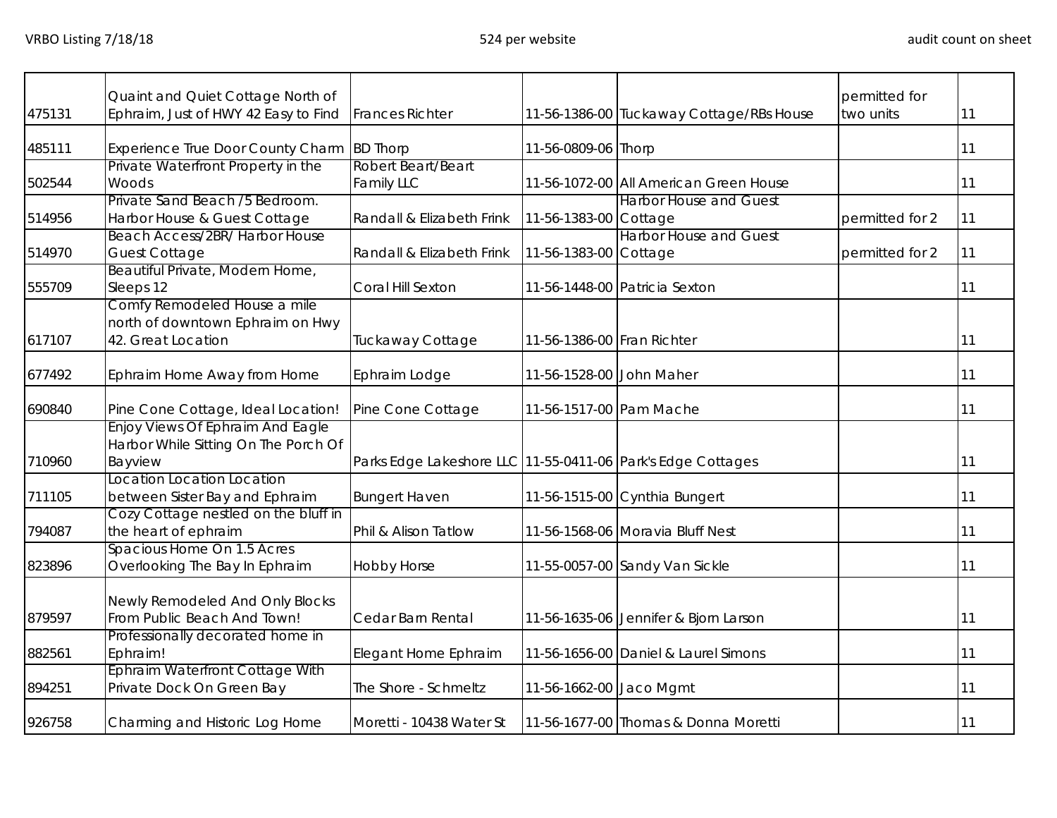| | | | | | | |
|---|---|---|---|---|---|---|
| 475131 | Quaint and Quiet Cottage North of Ephraim, Just of HWY 42 Easy to Find | Frances Richter | 11-56-1386-00 | Tuckaway Cottage/RBs House | permitted for two units | 11 |
| 485111 | Experience True Door County Charm | BD Thorp | 11-56-0809-06 | Thorp | | 11 |
| 502544 | Private Waterfront Property in the Woods | Robert Beart/Beart Family LLC | 11-56-1072-00 | All American Green House | | 11 |
| 514956 | Private Sand Beach /5 Bedroom. Harbor House & Guest Cottage | Randall & Elizabeth Frink | 11-56-1383-00 | Harbor House and Guest Cottage | permitted for 2 | 11 |
| 514970 | Beach Access/2BR/ Harbor House Guest Cottage | Randall & Elizabeth Frink | 11-56-1383-00 | Harbor House and Guest Cottage | permitted for 2 | 11 |
| 555709 | Beautiful Private, Modern Home, Sleeps 12 | Coral Hill Sexton | 11-56-1448-00 | Patricia Sexton | | 11 |
| 617107 | Comfy Remodeled House a mile north of downtown Ephraim on Hwy 42. Great Location | Tuckaway Cottage | 11-56-1386-00 | Fran Richter | | 11 |
| 677492 | Ephraim Home Away from Home | Ephraim Lodge | 11-56-1528-00 | John Maher | | 11 |
| 690840 | Pine Cone Cottage, Ideal Location! | Pine Cone Cottage | 11-56-1517-00 | Pam Mache | | 11 |
| 710960 | Enjoy Views Of Ephraim And Eagle Harbor While Sitting On The Porch Of Bayview | Parks Edge Lakeshore LLC | 11-55-0411-06 | Park's Edge Cottages | | 11 |
| 711105 | Location Location Location between Sister Bay and Ephraim | Bungert Haven | 11-56-1515-00 | Cynthia Bungert | | 11 |
| 794087 | Cozy Cottage nestled on the bluff in the heart of ephraim | Phil & Alison Tatlow | 11-56-1568-06 | Moravia Bluff Nest | | 11 |
| 823896 | Spacious Home On 1.5 Acres Overlooking The Bay In Ephraim | Hobby Horse | 11-55-0057-00 | Sandy Van Sickle | | 11 |
| 879597 | Newly Remodeled And Only Blocks From Public Beach And Town! | Cedar Barn Rental | 11-56-1635-06 | Jennifer & Bjorn Larson | | 11 |
| 882561 | Professionally decorated home in Ephraim! | Elegant Home Ephraim | 11-56-1656-00 | Daniel & Laurel Simons | | 11 |
| 894251 | Ephraim Waterfront Cottage With Private Dock On Green Bay | The Shore - Schmeltz | 11-56-1662-00 | Jaco Mgmt | | 11 |
| 926758 | Charming and Historic Log Home | Moretti - 10438 Water St | 11-56-1677-00 | Thomas & Donna Moretti | | 11 |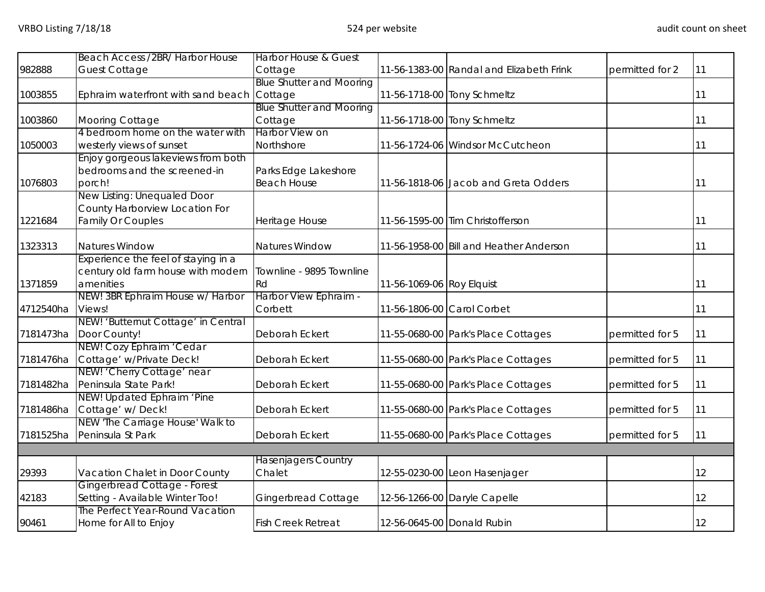| | | | | | | |
|---|---|---|---|---|---|---|
| 982888 | Beach Access /2BR/ Harbor House Guest Cottage | Harbor House & Guest Cottage | 11-56-1383-00 | Randal and Elizabeth Frink | permitted for 2 | 11 |
| 1003855 | Ephraim waterfront with sand beach | Blue Shutter and Mooring Cottage | 11-56-1718-00 | Tony Schmeltz | | 11 |
| 1003860 | Mooring Cottage | Blue Shutter and Mooring Cottage | 11-56-1718-00 | Tony Schmeltz | | 11 |
| 1050003 | 4 bedroom home on the water with westerly views of sunset | Harbor View on Northshore | 11-56-1724-06 | Windsor McCutcheon | | 11 |
| 1076803 | Enjoy gorgeous lakeviews from both bedrooms and the screened-in porch! | Parks Edge Lakeshore Beach House | 11-56-1818-06 | Jacob and Greta Odders | | 11 |
| 1221684 | New Listing: Unequaled Door County Harborview Location For Family Or Couples | Heritage House | 11-56-1595-00 | Tim Christofferson | | 11 |
| 1323313 | Natures Window | Natures Window | 11-56-1958-00 | Bill and Heather Anderson | | 11 |
| 1371859 | Experience the feel of staying in a century old farm house with modern amenities | Townline - 9895 Townline Rd | 11-56-1069-06 | Roy Elquist | | 11 |
| 4712540ha | NEW! 3BR Ephraim House w/ Harbor Views! | Harbor View Ephraim - Corbett | 11-56-1806-00 | Carol Corbet | | 11 |
| 7181473ha | NEW! 'Butternut Cottage' in Central Door County! | Deborah Eckert | 11-55-0680-00 | Park's Place Cottages | permitted for 5 | 11 |
| 7181476ha | NEW! Cozy Ephraim 'Cedar Cottage' w/Private Deck! | Deborah Eckert | 11-55-0680-00 | Park's Place Cottages | permitted for 5 | 11 |
| 7181482ha | NEW! 'Cherry Cottage' near Peninsula State Park! | Deborah Eckert | 11-55-0680-00 | Park's Place Cottages | permitted for 5 | 11 |
| 7181486ha | NEW! Updated Ephraim 'Pine Cottage' w/ Deck! | Deborah Eckert | 11-55-0680-00 | Park's Place Cottages | permitted for 5 | 11 |
| 7181525ha | NEW 'The Carriage House' Walk to Peninsula St Park | Deborah Eckert | 11-55-0680-00 | Park's Place Cottages | permitted for 5 | 11 |
| | | | | | | |
| 29393 | Vacation Chalet in Door County | Hasenjagers Country Chalet | 12-55-0230-00 | Leon Hasenjager | | 12 |
| 42183 | Gingerbread Cottage - Forest Setting - Available Winter Too! | Gingerbread Cottage | 12-56-1266-00 | Daryle Capelle | | 12 |
| 90461 | The Perfect Year-Round Vacation Home for All to Enjoy | Fish Creek Retreat | 12-56-0645-00 | Donald Rubin | | 12 |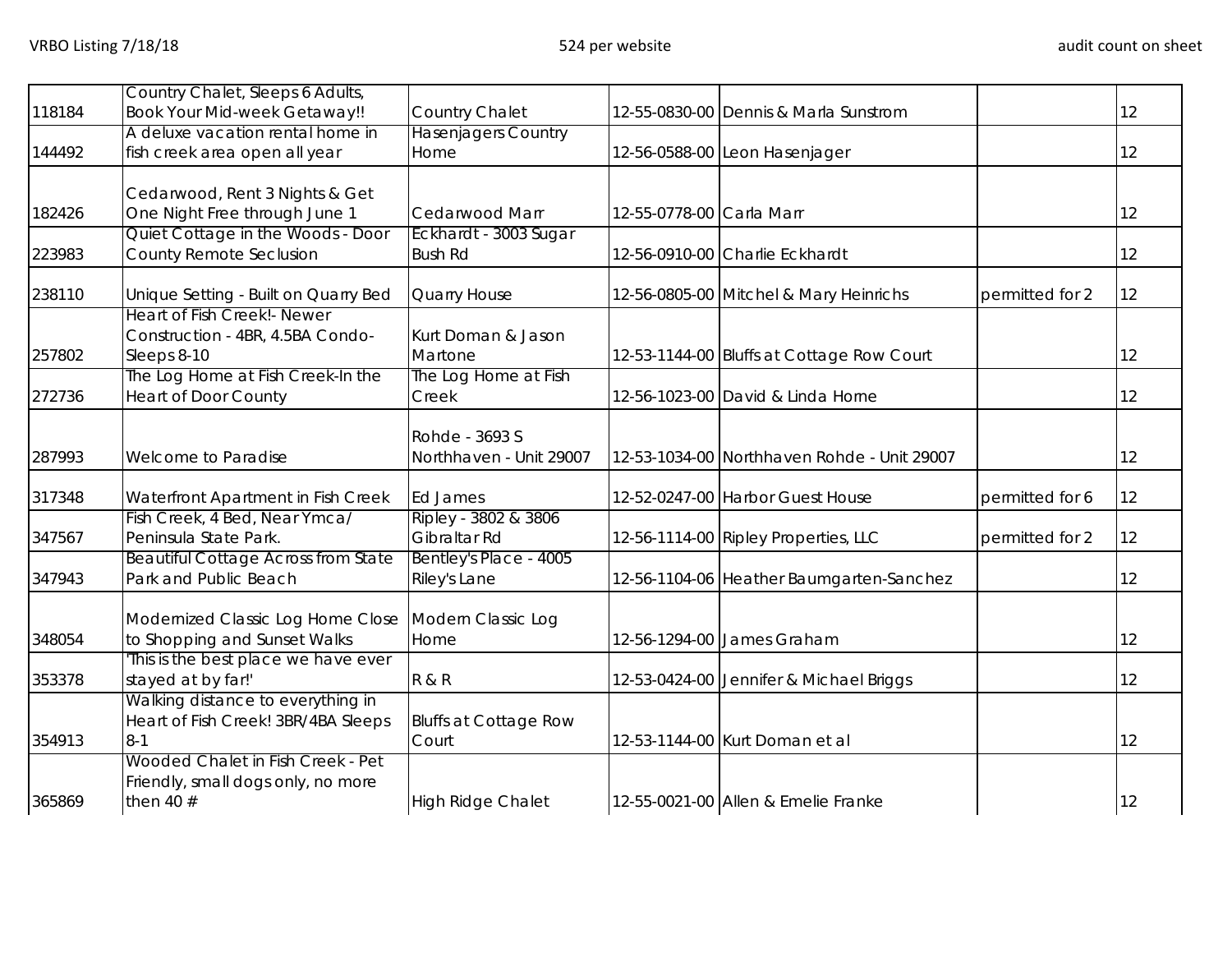| | | | | | | |
|---|---|---|---|---|---|---|
| 118184 | Country Chalet, Sleeps 6 Adults, Book Your Mid-week Getaway!! | Country Chalet | 12-55-0830-00 | Dennis & Marla Sunstrom | | 12 |
| 144492 | A deluxe vacation rental home in fish creek area open all year | Hasenjagers Country Home | 12-56-0588-00 | Leon Hasenjager | | 12 |
| 182426 | Cedarwood, Rent 3 Nights & Get One Night Free through June 1 | Cedarwood Marr | 12-55-0778-00 | Carla Marr | | 12 |
| 223983 | Quiet Cottage in the Woods - Door County Remote Seclusion | Eckhardt - 3003 Sugar Bush Rd | 12-56-0910-00 | Charlie Eckhardt | | 12 |
| 238110 | Unique Setting - Built on Quarry Bed | Quarry House | 12-56-0805-00 | Mitchel & Mary Heinrichs | permitted for 2 | 12 |
| 257802 | Heart of Fish Creek!- Newer Construction - 4BR, 4.5BA Condo-Sleeps 8-10 | Kurt Doman & Jason Martone | 12-53-1144-00 | Bluffs at Cottage Row Court | | 12 |
| 272736 | The Log Home at Fish Creek-In the Heart of Door County | The Log Home at Fish Creek | 12-56-1023-00 | David & Linda Horne | | 12 |
| 287993 | Welcome to Paradise | Rohde - 3693 S Northhaven - Unit 29007 | 12-53-1034-00 | Northhaven Rohde - Unit 29007 | | 12 |
| 317348 | Waterfront Apartment in Fish Creek | Ed James | 12-52-0247-00 | Harbor Guest House | permitted for 6 | 12 |
| 347567 | Fish Creek, 4 Bed, Near Ymca/ Peninsula State Park. | Ripley - 3802 & 3806 Gibraltar Rd | 12-56-1114-00 | Ripley Properties, LLC | permitted for 2 | 12 |
| 347943 | Beautiful Cottage Across from State Park and Public Beach | Bentley's Place - 4005 Riley's Lane | 12-56-1104-06 | Heather Baumgarten-Sanchez | | 12 |
| 348054 | Modernized Classic Log Home Close to Shopping and Sunset Walks | Modern Classic Log Home | 12-56-1294-00 | James Graham | | 12 |
| 353378 | 'This is the best place we have ever stayed at by far!' | R & R | 12-53-0424-00 | Jennifer & Michael Briggs | | 12 |
| 354913 | Walking distance to everything in Heart of Fish Creek! 3BR/4BA Sleeps 8-1 | Bluffs at Cottage Row Court | 12-53-1144-00 | Kurt Doman et al | | 12 |
| 365869 | Wooded Chalet in Fish Creek - Pet Friendly, small dogs only, no more then 40 # | High Ridge Chalet | 12-55-0021-00 | Allen & Emelie Franke | | 12 |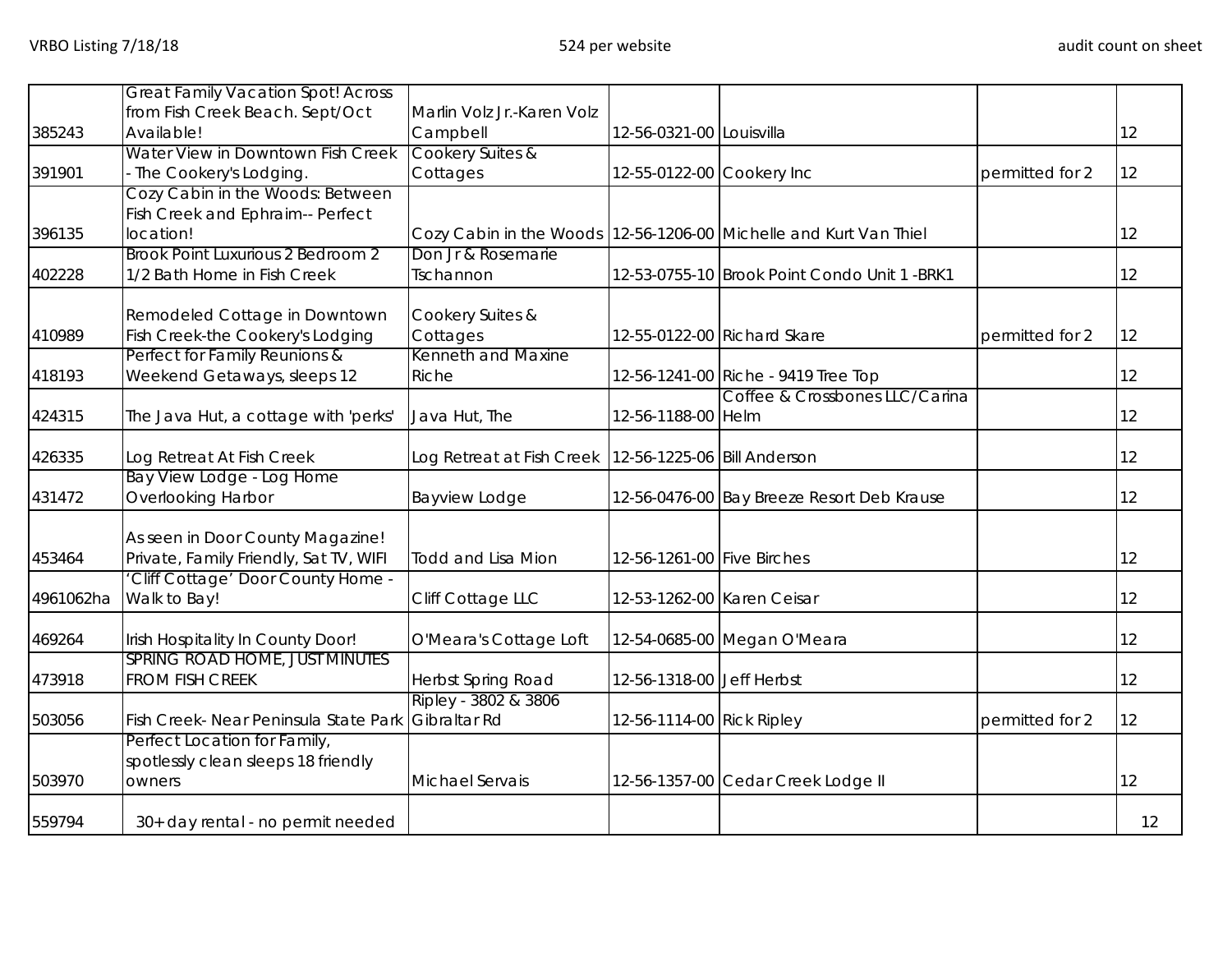VRBO Listing 7/18/18 | 524 per website | audit count on sheet

| | | | | | | |
|---|---|---|---|---|---|---|
| 385243 | Great Family Vacation Spot! Across from Fish Creek Beach. Sept/Oct Available! | Marlin Volz Jr.-Karen Volz Campbell | 12-56-0321-00 | Louisvilla | | 12 |
| 391901 | Water View in Downtown Fish Creek - The Cookery's Lodging. | Cookery Suites & Cottages | 12-55-0122-00 | Cookery Inc | permitted for 2 | 12 |
| 396135 | Cozy Cabin in the Woods: Between Fish Creek and Ephraim-- Perfect location! | Cozy Cabin in the Woods | 12-56-1206-00 | Michelle and Kurt Van Thiel | | 12 |
| 402228 | Brook Point Luxurious 2 Bedroom 2 1/2 Bath Home in Fish Creek | Don Jr & Rosemarie Tschannon | 12-53-0755-10 | Brook Point Condo Unit 1 -BRK1 | | 12 |
| 410989 | Remodeled Cottage in Downtown Fish Creek-the Cookery's Lodging | Cookery Suites & Cottages | 12-55-0122-00 | Richard Skare | permitted for 2 | 12 |
| 418193 | Perfect for Family Reunions & Weekend Getaways, sleeps 12 | Kenneth and Maxine Riche | 12-56-1241-00 | Riche - 9419 Tree Top | | 12 |
| 424315 | The Java Hut, a cottage with 'perks' | Java Hut, The | 12-56-1188-00 | Coffee & Crossbones LLC/Carina Helm | | 12 |
| 426335 | Log Retreat At Fish Creek | Log Retreat at Fish Creek | 12-56-1225-06 | Bill Anderson | | 12 |
| 431472 | Bay View Lodge - Log Home Overlooking Harbor | Bayview Lodge | 12-56-0476-00 | Bay Breeze Resort Deb Krause | | 12 |
| 453464 | As seen in Door County Magazine! Private, Family Friendly, Sat TV, WIFI | Todd and Lisa Mion | 12-56-1261-00 | Five Birches | | 12 |
| 4961062ha | 'Cliff Cottage' Door County Home - Walk to Bay! | Cliff Cottage LLC | 12-53-1262-00 | Karen Ceisar | | 12 |
| 469264 | Irish Hospitality In County Door! | O'Meara's Cottage Loft | 12-54-0685-00 | Megan O'Meara | | 12 |
| 473918 | SPRING ROAD HOME, JUST MINUTES FROM FISH CREEK | Herbst Spring Road | 12-56-1318-00 | Jeff Herbst | | 12 |
| 503056 | Fish Creek- Near Peninsula State Park | Ripley - 3802 & 3806 Gibraltar Rd | 12-56-1114-00 | Rick Ripley | permitted for 2 | 12 |
| 503970 | Perfect Location for Family, spotlessly clean sleeps 18 friendly owners | Michael Servais | 12-56-1357-00 | Cedar Creek Lodge II | | 12 |
| 559794 | 30+ day rental - no permit needed | | | | | 12 |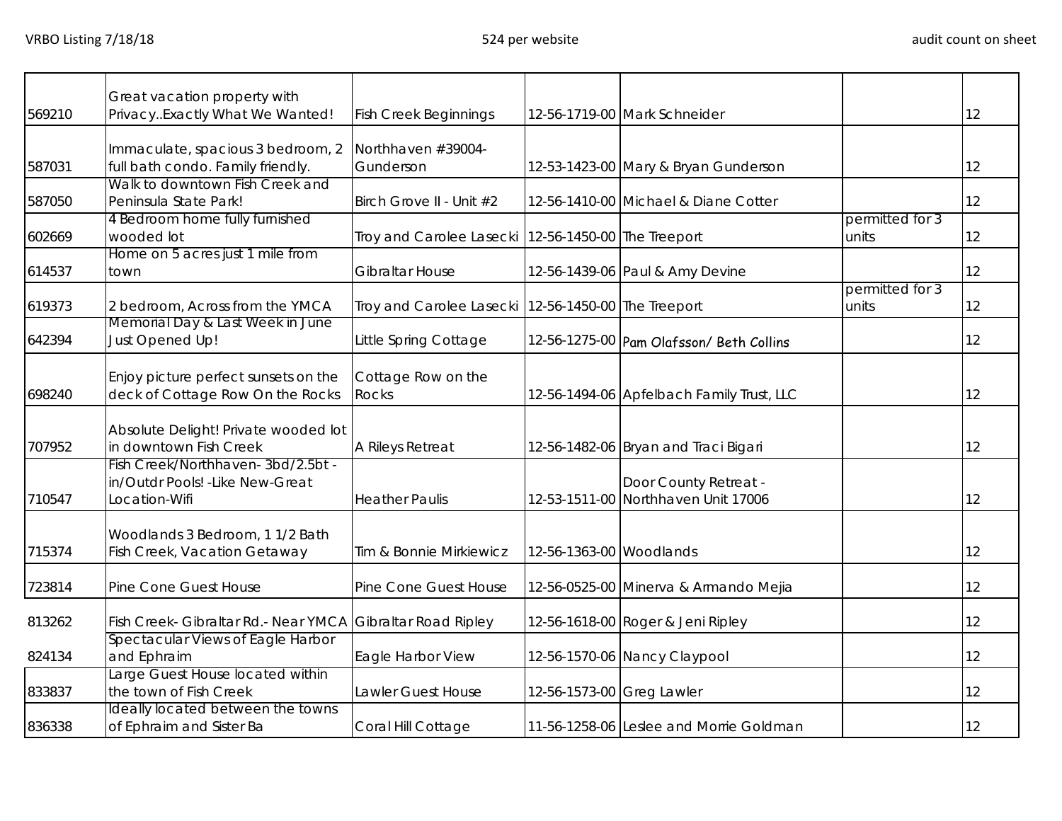| | | | | | | |
|---|---|---|---|---|---|---|
| 569210 | Great vacation property with Privacy..Exactly What We Wanted! | Fish Creek Beginnings | 12-56-1719-00 | Mark Schneider | | 12 |
| 587031 | Immaculate, spacious 3 bedroom, 2 full bath condo. Family friendly. | Northhaven #39004-Gunderson | 12-53-1423-00 | Mary & Bryan Gunderson | | 12 |
| 587050 | Walk to downtown Fish Creek and Peninsula State Park! | Birch Grove II - Unit #2 | 12-56-1410-00 | Michael & Diane Cotter | | 12 |
| 602669 | 4 Bedroom home fully furnished wooded lot | Troy and Carolee Lasecki | 12-56-1450-00 | The Treeport | permitted for 3 units | 12 |
| 614537 | Home on 5 acres just 1 mile from town | Gibraltar House | 12-56-1439-06 | Paul & Amy Devine | | 12 |
| 619373 | 2 bedroom, Across from the YMCA | Troy and Carolee Lasecki | 12-56-1450-00 | The Treeport | permitted for 3 units | 12 |
| 642394 | Memorial Day & Last Week in June Just Opened Up! | Little Spring Cottage | 12-56-1275-00 | Pam Olafsson/ Beth Collins | | 12 |
| 698240 | Enjoy picture perfect sunsets on the deck of Cottage Row On the Rocks | Cottage Row on the Rocks | 12-56-1494-06 | Apfelbach Family Trust, LLC | | 12 |
| 707952 | Absolute Delight! Private wooded lot in downtown Fish Creek | A Rileys Retreat | 12-56-1482-06 | Bryan and Traci Bigari | | 12 |
| 710547 | Fish Creek/Northhaven- 3bd/2.5bt - in/Outdr Pools! -Like New-Great Location-Wifi | Heather Paulis | 12-53-1511-00 | Door County Retreat - Northhaven Unit 17006 | | 12 |
| 715374 | Woodlands 3 Bedroom, 1 1/2 Bath Fish Creek, Vacation Getaway | Tim & Bonnie Mirkiewicz | 12-56-1363-00 | Woodlands | | 12 |
| 723814 | Pine Cone Guest House | Pine Cone Guest House | 12-56-0525-00 | Minerva & Armando Mejia | | 12 |
| 813262 | Fish Creek- Gibraltar Rd.- Near YMCA | Gibraltar Road Ripley | 12-56-1618-00 | Roger & Jeni Ripley | | 12 |
| 824134 | Spectacular Views of Eagle Harbor and Ephraim | Eagle Harbor View | 12-56-1570-06 | Nancy Claypool | | 12 |
| 833837 | Large Guest House located within the town of Fish Creek | Lawler Guest House | 12-56-1573-00 | Greg Lawler | | 12 |
| 836338 | Ideally located between the towns of Ephraim and Sister Ba | Coral Hill Cottage | 11-56-1258-06 | Leslee and Morrie Goldman | | 12 |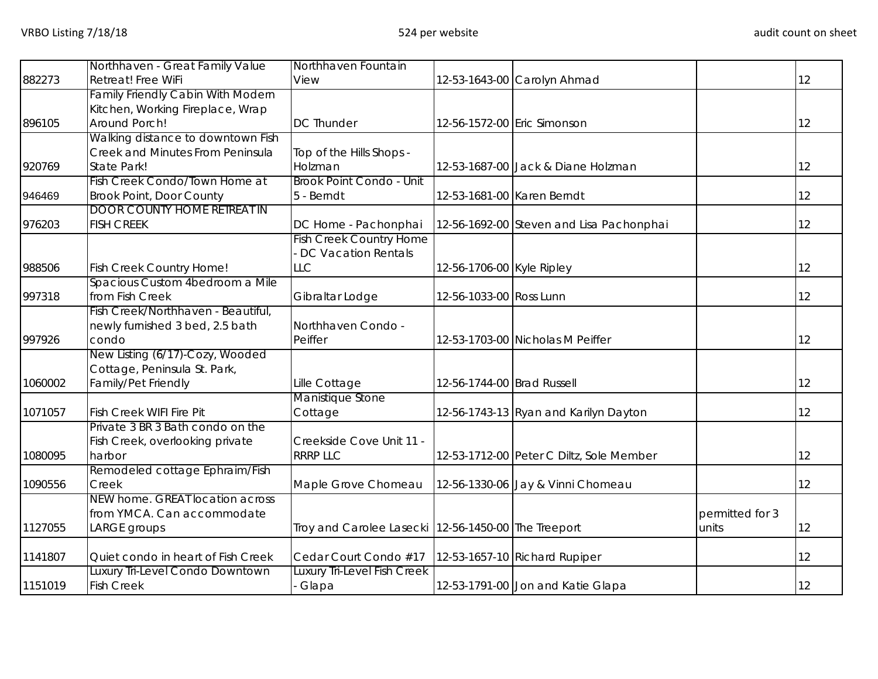| | | | | | | |
|---|---|---|---|---|---|---|
| 882273 | Northhaven - Great Family Value Retreat! Free WiFi | Northhaven Fountain View | 12-53-1643-00 | Carolyn Ahmad | | 12 |
| 896105 | Family Friendly Cabin With Modern Kitchen, Working Fireplace, Wrap Around Porch! | DC Thunder | 12-56-1572-00 | Eric Simonson | | 12 |
| 920769 | Walking distance to downtown Fish Creek and Minutes From Peninsula State Park! | Top of the Hills Shops - Holzman | 12-53-1687-00 | Jack & Diane Holzman | | 12 |
| 946469 | Fish Creek Condo/Town Home at Brook Point, Door County | Brook Point Condo - Unit 5 - Berndt | 12-53-1681-00 | Karen Berndt | | 12 |
| 976203 | DOOR COUNTY HOME RETREAT IN FISH CREEK | DC Home - Pachonphai | 12-56-1692-00 | Steven and Lisa Pachonphai | | 12 |
| 988506 | Fish Creek Country Home! | Fish Creek Country Home - DC Vacation Rentals LLC | 12-56-1706-00 | Kyle Ripley | | 12 |
| 997318 | Spacious Custom 4bedroom a Mile from Fish Creek | Gibraltar Lodge | 12-56-1033-00 | Ross Lunn | | 12 |
| 997926 | Fish Creek/Northhaven - Beautiful, newly furnished 3 bed, 2.5 bath condo | Northhaven Condo - Peiffer | 12-53-1703-00 | Nicholas M Peiffer | | 12 |
| 1060002 | New Listing (6/17)-Cozy, Wooded Cottage, Peninsula St. Park, Family/Pet Friendly | Lille Cottage | 12-56-1744-00 | Brad Russell | | 12 |
| 1071057 | Fish Creek WIFI Fire Pit | Manistique Stone Cottage | 12-56-1743-13 | Ryan and Karilyn Dayton | | 12 |
| 1080095 | Private 3 BR 3 Bath condo on the Fish Creek, overlooking private harbor | Creekside Cove Unit 11 - RRRP LLC | 12-53-1712-00 | Peter C Diltz, Sole Member | | 12 |
| 1090556 | Remodeled cottage Ephraim/Fish Creek | Maple Grove Chomeau | 12-56-1330-06 | Jay & Vinni Chomeau | | 12 |
| 1127055 | NEW home. GREAT location across from YMCA. Can accommodate LARGE groups | Troy and Carolee Lasecki | 12-56-1450-00 | The Treeport | permitted for 3 units | 12 |
| 1141807 | Quiet condo in heart of Fish Creek | Cedar Court Condo #17 | 12-53-1657-10 | Richard Rupiper | | 12 |
| 1151019 | Luxury Tri-Level Condo Downtown Fish Creek | Luxury Tri-Level Fish Creek - Glapa | 12-53-1791-00 | Jon and Katie Glapa | | 12 |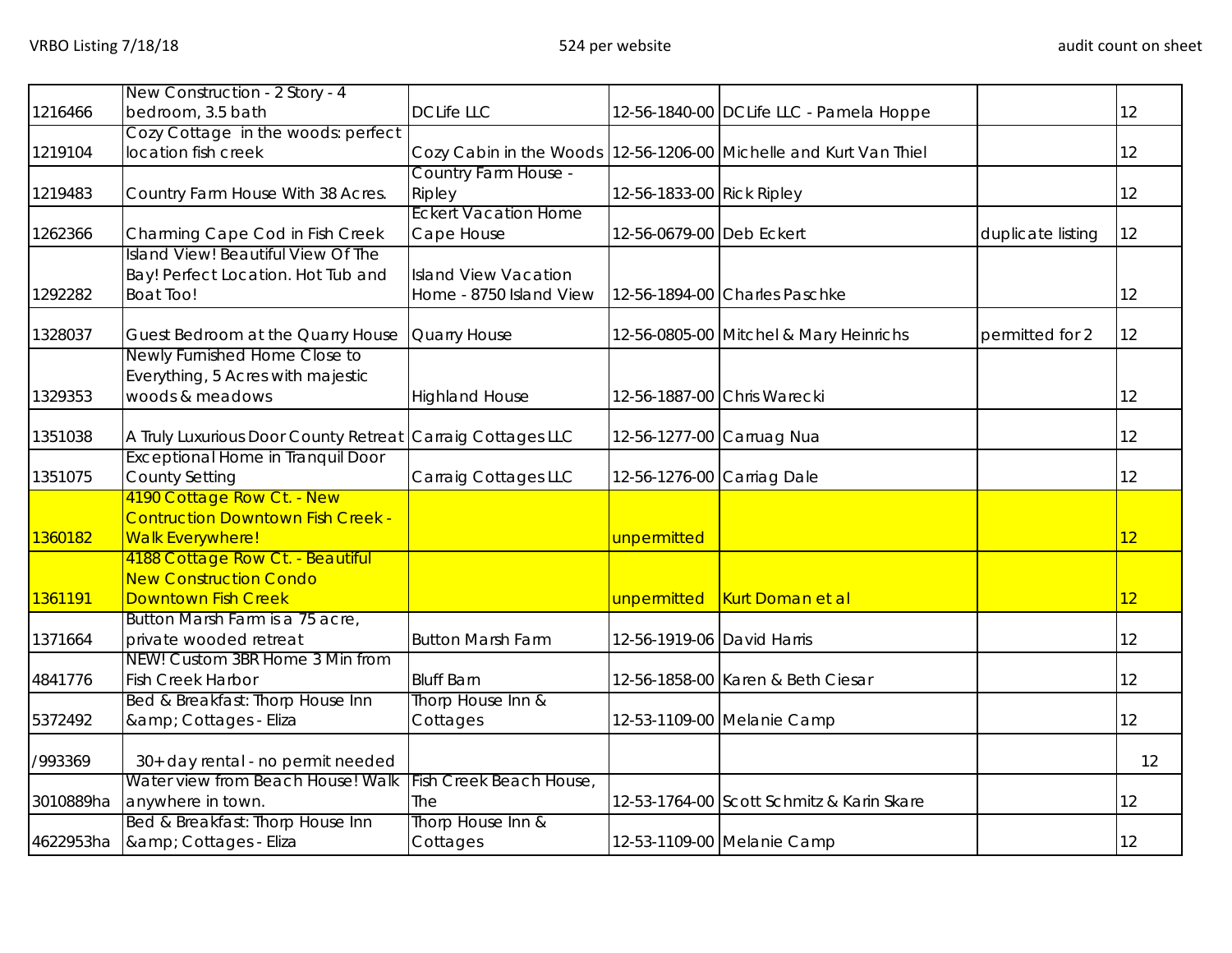| | | | | | | |
|---|---|---|---|---|---|---|
| 1216466 | New Construction - 2 Story - 4 bedroom, 3.5 bath | DC Life LLC | 12-56-1840-00 | DC Life LLC - Pamela Hoppe | | 12 |
| 1219104 | Cozy Cottage in the woods: perfect location fish creek | Cozy Cabin in the Woods | 12-56-1206-00 | Michelle and Kurt Van Thiel | | 12 |
| 1219483 | Country Farm House With 38 Acres. | Country Farm House - Ripley | 12-56-1833-00 | Rick Ripley | | 12 |
| 1262366 | Charming Cape Cod in Fish Creek | Eckert Vacation Home Cape House | 12-56-0679-00 | Deb Eckert | duplicate listing | 12 |
| 1292282 | Island View! Beautiful View Of The Bay! Perfect Location. Hot Tub and Boat Too! | Island View Vacation Home - 8750 Island View | 12-56-1894-00 | Charles Paschke | | 12 |
| 1328037 | Guest Bedroom at the Quarry House | Quarry House | 12-56-0805-00 | Mitchel & Mary Heinrichs | permitted for 2 | 12 |
| 1329353 | Newly Furnished Home Close to Everything, 5 Acres with majestic woods & meadows | Highland House | 12-56-1887-00 | Chris Warecki | | 12 |
| 1351038 | A Truly Luxurious Door County Retreat | Carraig Cottages LLC | 12-56-1277-00 | Carruag Nua | | 12 |
| 1351075 | Exceptional Home in Tranquil Door County Setting | Carraig Cottages LLC | 12-56-1276-00 | Carriag Dale | | 12 |
| 1360182 | 4190 Cottage Row Ct. - New Contruction Downtown Fish Creek - Walk Everywhere! | | unpermitted | | | 12 |
| 1361191 | 4188 Cottage Row Ct. - Beautiful New Construction Condo Downtown Fish Creek | | unpermitted | Kurt Doman et al | | 12 |
| 1371664 | Button Marsh Farm is a 75 acre, private wooded retreat | Button Marsh Farm | 12-56-1919-06 | David Harris | | 12 |
| 4841776 | NEW! Custom 3BR Home 3 Min from Fish Creek Harbor | Bluff Barn | 12-56-1858-00 | Karen & Beth Ciesar | | 12 |
| 5372492 | Bed & Breakfast: Thorp House Inn &amp; Cottages - Eliza | Thorp House Inn & Cottages | 12-53-1109-00 | Melanie Camp | | 12 |
| /993369 | 30+ day rental - no permit needed | | | | | 12 |
| 3010889ha | Water view from Beach House! Walk anywhere in town. | Fish Creek Beach House, The | 12-53-1764-00 | Scott Schmitz & Karin Skare | | 12 |
| 4622953ha | Bed & Breakfast: Thorp House Inn &amp; Cottages - Eliza | Thorp House Inn & Cottages | 12-53-1109-00 | Melanie Camp | | 12 |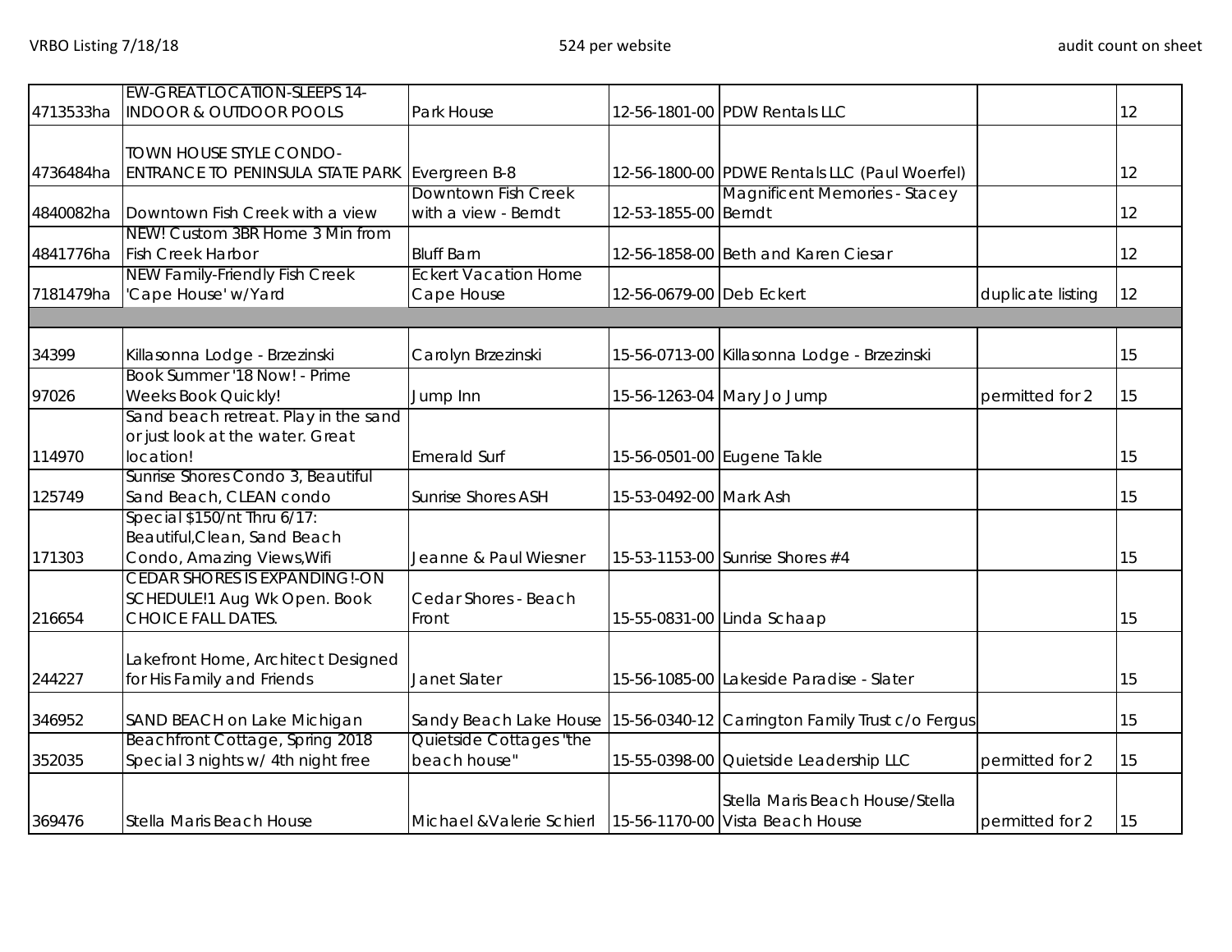| | | | | | | |
|---|---|---|---|---|---|---|
| 4713533ha | EW-GREAT LOCATION-SLEEPS 14-INDOOR & OUTDOOR POOLS | Park House | 12-56-1801-00 | PDW Rentals LLC | | 12 |
| 4736484ha | TOWN HOUSE STYLE CONDO-ENTRANCE TO PENINSULA STATE PARK | Evergreen B-8 | 12-56-1800-00 | PDWE Rentals LLC (Paul Woerfel) | | 12 |
| 4840082ha | Downtown Fish Creek with a view | Downtown Fish Creek with a view - Berndt | 12-53-1855-00 | Magnificent Memories - Stacey Berndt | | 12 |
| 4841776ha | NEW! Custom 3BR Home 3 Min from Fish Creek Harbor | Bluff Barn | 12-56-1858-00 | Beth and Karen Ciesar | | 12 |
| 7181479ha | NEW Family-Friendly Fish Creek 'Cape House' w/Yard | Eckert Vacation Home Cape House | 12-56-0679-00 | Deb Eckert | duplicate listing | 12 |
| | | | | | | |
| 34399 | Killasonna Lodge - Brzezinski | Carolyn Brzezinski | 15-56-0713-00 | Killasonna Lodge - Brzezinski | | 15 |
| 97026 | Book Summer '18 Now! - Prime Weeks Book Quickly! | Jump Inn | 15-56-1263-04 | Mary Jo Jump | permitted for 2 | 15 |
| 114970 | Sand beach retreat. Play in the sand or just look at the water. Great location! | Emerald Surf | 15-56-0501-00 | Eugene Takle | | 15 |
| 125749 | Sunrise Shores Condo 3, Beautiful Sand Beach, CLEAN condo | Sunrise Shores ASH | 15-53-0492-00 | Mark Ash | | 15 |
| 171303 | Special $150/nt Thru 6/17: Beautiful,Clean, Sand Beach Condo, Amazing Views,Wifi | Jeanne & Paul Wiesner | 15-53-1153-00 | Sunrise Shores #4 | | 15 |
| 216654 | CEDAR SHORES IS EXPANDING!-ON SCHEDULE!1 Aug Wk Open. Book CHOICE FALL DATES. | Cedar Shores - Beach Front | 15-55-0831-00 | Linda Schaap | | 15 |
| 244227 | Lakefront Home, Architect Designed for His Family and Friends | Janet Slater | 15-56-1085-00 | Lakeside Paradise - Slater | | 15 |
| 346952 | SAND BEACH on Lake Michigan | Sandy Beach Lake House | 15-56-0340-12 | Carrington Family Trust c/o Fergus | | 15 |
| 352035 | Beachfront Cottage, Spring 2018 Special 3 nights w/ 4th night free | Quietside Cottages "the beach house" | 15-55-0398-00 | Quietside Leadership LLC | permitted for 2 | 15 |
| 369476 | Stella Maris Beach House | Michael &Valerie Schierl | 15-56-1170-00 | Stella Maris Beach House/Stella Vista Beach House | permitted for 2 | 15 |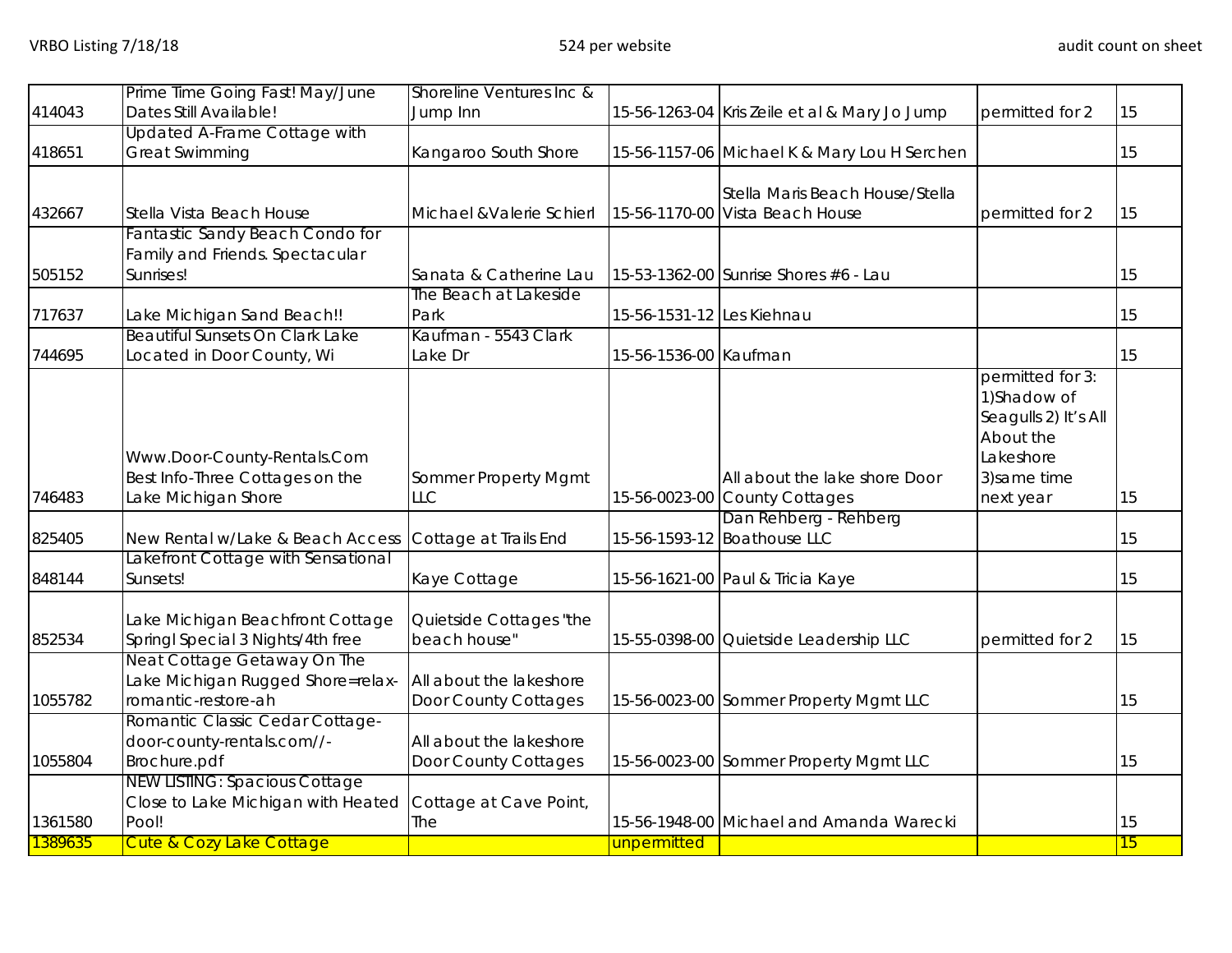| | | | | | |
|---|---|---|---|---|---|
| 414043 | Prime Time Going Fast! May/June Dates Still Available! | Shoreline Ventures Inc & Jump Inn | 15-56-1263-04 | Kris Zeile et al & Mary Jo Jump | permitted for 2 | 15 |
| 418651 | Updated A-Frame Cottage with Great Swimming | Kangaroo South Shore | 15-56-1157-06 | Michael K & Mary Lou H Serchen | | 15 |
| 432667 | Stella Vista Beach House | Michael &Valerie Schierl | 15-56-1170-00 | Stella Maris Beach House/Stella Vista Beach House | permitted for 2 | 15 |
| 505152 | Fantastic Sandy Beach Condo for Family and Friends. Spectacular Sunrises! | Sanata & Catherine Lau | 15-53-1362-00 | Sunrise Shores #6 - Lau | | 15 |
| 717637 | Lake Michigan Sand Beach!! | The Beach at Lakeside Park | 15-56-1531-12 | Les Kiehnau | | 15 |
| 744695 | Beautiful Sunsets On Clark Lake Located in Door County, Wi | Kaufman - 5543 Clark Lake Dr | 15-56-1536-00 | Kaufman | | 15 |
| 746483 | Www.Door-County-Rentals.Com Best Info-Three Cottages on the Lake Michigan Shore | Sommer Property Mgmt LLC | 15-56-0023-00 | All about the lake shore Door County Cottages | permitted for 3: 1)Shadow of Seagulls 2) It's All About the Lakeshore 3)same time next year | 15 |
| 825405 | New Rental w/Lake & Beach Access | Cottage at Trails End | 15-56-1593-12 | Dan Rehberg - Rehberg Boathouse LLC | | 15 |
| 848144 | Lakefront Cottage with Sensational Sunsets! | Kaye Cottage | 15-56-1621-00 | Paul & Tricia Kaye | | 15 |
| 852534 | Lake Michigan Beachfront Cottage Springl Special 3 Nights/4th free | Quietside Cottages "the beach house" | 15-55-0398-00 | Quietside Leadership LLC | permitted for 2 | 15 |
| 1055782 | Neat Cottage Getaway On The Lake Michigan Rugged Shore=relax-romantic-restore-ah | All about the lakeshore Door County Cottages | 15-56-0023-00 | Sommer Property Mgmt LLC | | 15 |
| 1055804 | Romantic Classic Cedar Cottage-door-county-rentals.com//-Brochure.pdf | All about the lakeshore Door County Cottages | 15-56-0023-00 | Sommer Property Mgmt LLC | | 15 |
| 1361580 | NEW LISTING: Spacious Cottage Close to Lake Michigan with Heated Pool! | Cottage at Cave Point, The | 15-56-1948-00 | Michael and Amanda Warecki | | 15 |
| 1389635 | Cute & Cozy Lake Cottage | | unpermitted | | | 15 |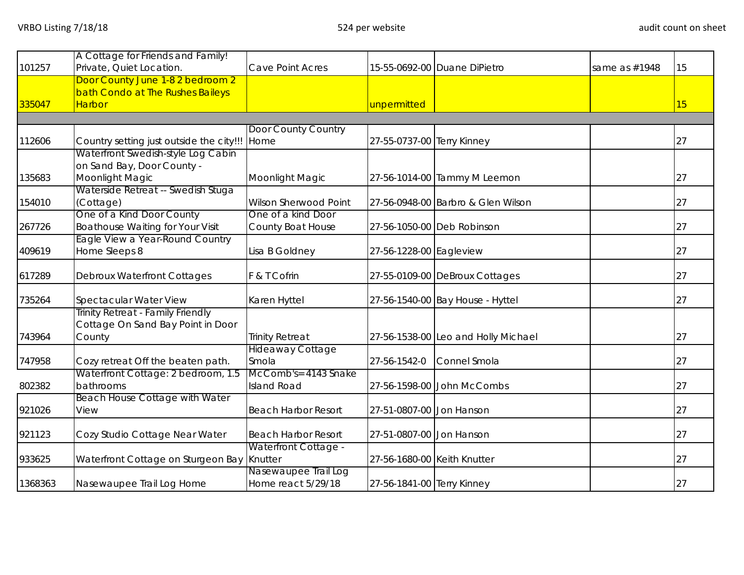| | | | | | | |
|---|---|---|---|---|---|---|
| 101257 | A Cottage for Friends and Family! Private, Quiet Location. | Cave Point Acres | 15-55-0692-00 | Duane DiPietro | same as #1948 | 15 |
| 335047 | Door County June 1-8 2 bedroom 2 bath Condo at The Rushes Baileys Harbor | | unpermitted | | | 15 |
| | | | | | | |
| 112606 | Country setting just outside the city!!! | Door County Country Home | 27-55-0737-00 | Terry Kinney | | 27 |
| 135683 | Waterfront Swedish-style Log Cabin on Sand Bay, Door County - Moonlight Magic | Moonlight Magic | 27-56-1014-00 | Tammy M Leemon | | 27 |
| 154010 | Waterside Retreat -- Swedish Stuga (Cottage) | Wilson Sherwood Point | 27-56-0948-00 | Barbro & Glen Wilson | | 27 |
| 267726 | One of a Kind Door County Boathouse Waiting for Your Visit | One of a kind Door County Boat House | 27-56-1050-00 | Deb Robinson | | 27 |
| 409619 | Eagle View a Year-Round Country Home Sleeps 8 | Lisa B Goldney | 27-56-1228-00 | Eagleview | | 27 |
| 617289 | Debroux Waterfront Cottages | F & T Cofrin | 27-55-0109-00 | DeBroux Cottages | | 27 |
| 735264 | Spectacular Water View | Karen Hyttel | 27-56-1540-00 | Bay House - Hyttel | | 27 |
| 743964 | Trinity Retreat - Family Friendly Cottage On Sand Bay Point in Door County | Trinity Retreat | 27-56-1538-00 | Leo and Holly Michael | | 27 |
| 747958 | Cozy retreat Off the beaten path. | Hideaway Cottage Smola | 27-56-1542-0 | Connel Smola | | 27 |
| 802382 | Waterfront Cottage: 2 bedroom, 1.5 bathrooms | McComb's=4143 Snake Island Road | 27-56-1598-00 | John McCombs | | 27 |
| 921026 | Beach House Cottage with Water View | Beach Harbor Resort | 27-51-0807-00 | Jon Hanson | | 27 |
| 921123 | Cozy Studio Cottage Near Water | Beach Harbor Resort | 27-51-0807-00 | Jon Hanson | | 27 |
| 933625 | Waterfront Cottage on Sturgeon Bay | Waterfront Cottage - Knutter | 27-56-1680-00 | Keith Knutter | | 27 |
| 1368363 | Nasewaupee Trail Log Home | Nasewaupee Trail Log Home react 5/29/18 | 27-56-1841-00 | Terry Kinney | | 27 |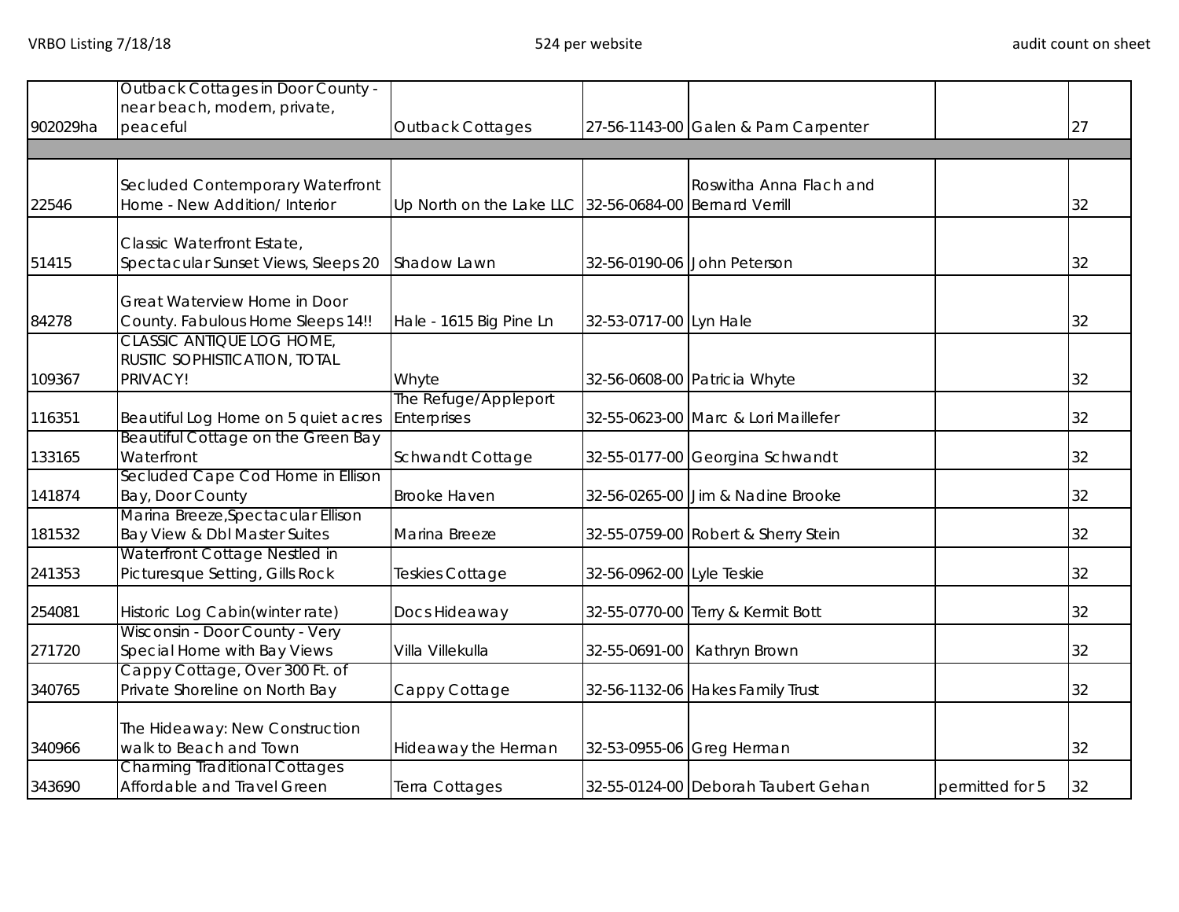| | | | | | | |
|---|---|---|---|---|---|---|
| 902029ha | Outback Cottages in Door County - near beach, modern, private, peaceful | Outback Cottages | 27-56-1143-00 | Galen & Pam Carpenter | | 27 |
| | | | | | | |
| 22546 | Secluded Contemporary Waterfront Home - New Addition/ Interior | Up North on the Lake LLC | 32-56-0684-00 | Roswitha Anna Flach and Bernard Verrill | | 32 |
| 51415 | Classic Waterfront Estate, Spectacular Sunset Views, Sleeps 20 | Shadow Lawn | 32-56-0190-06 | John Peterson | | 32 |
| 84278 | Great Waterview Home in Door County. Fabulous Home Sleeps 14!! | Hale - 1615 Big Pine Ln | 32-53-0717-00 | Lyn Hale | | 32 |
| 109367 | CLASSIC ANTIQUE LOG HOME, RUSTIC SOPHISTICATION, TOTAL PRIVACY! | Whyte | 32-56-0608-00 | Patricia Whyte | | 32 |
| 116351 | Beautiful Log Home on 5 quiet acres | The Refuge/Appleport Enterprises | 32-55-0623-00 | Marc & Lori Maillefer | | 32 |
| 133165 | Beautiful Cottage on the Green Bay Waterfront | Schwandt Cottage | 32-55-0177-00 | Georgina Schwandt | | 32 |
| 141874 | Secluded Cape Cod Home in Ellison Bay, Door County | Brooke Haven | 32-56-0265-00 | Jim & Nadine Brooke | | 32 |
| 181532 | Marina Breeze,Spectacular Ellison Bay View & Dbl Master Suites | Marina Breeze | 32-55-0759-00 | Robert & Sherry Stein | | 32 |
| 241353 | Waterfront Cottage Nestled in Picturesque Setting, Gills Rock | Teskies Cottage | 32-56-0962-00 | Lyle Teskie | | 32 |
| 254081 | Historic Log Cabin(winter rate) | Docs Hideaway | 32-55-0770-00 | Terry & Kermit Bott | | 32 |
| 271720 | Wisconsin - Door County - Very Special Home with Bay Views | Villa Villekulla | 32-55-0691-00 | Kathryn Brown | | 32 |
| 340765 | Cappy Cottage, Over 300 Ft. of Private Shoreline on North Bay | Cappy Cottage | 32-56-1132-06 | Hakes Family Trust | | 32 |
| 340966 | The Hideaway: New Construction walk to Beach and Town | Hideaway the Herman | 32-53-0955-06 | Greg Herman | | 32 |
| 343690 | Charming Traditional Cottages Affordable and Travel Green | Terra Cottages | 32-55-0124-00 | Deborah Taubert Gehan | permitted for 5 | 32 |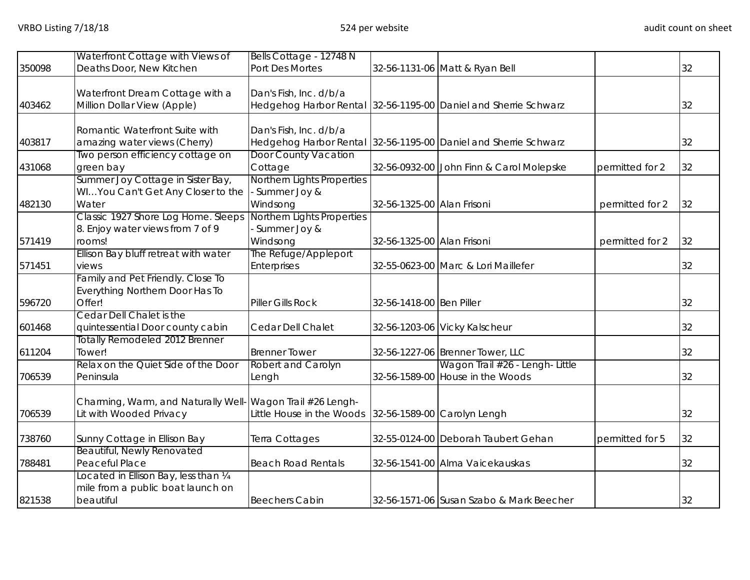| | | | | | | |
|---|---|---|---|---|---|---|
| 350098 | Waterfront Cottage with Views of Deaths Door, New Kitchen | Bells Cottage - 12748 N Port Des Mortes | 32-56-1131-06 | Matt & Ryan Bell | | 32 |
| 403462 | Waterfront Dream Cottage with a Million Dollar View (Apple) | Dan's Fish, Inc. d/b/a Hedgehog Harbor Rental | 32-56-1195-00 | Daniel and Sherrie Schwarz | | 32 |
| 403817 | Romantic Waterfront Suite with amazing water views (Cherry) | Dan's Fish, Inc. d/b/a Hedgehog Harbor Rental | 32-56-1195-00 | Daniel and Sherrie Schwarz | | 32 |
| 431068 | Two person efficiency cottage on green bay | Door County Vacation Cottage | 32-56-0932-00 | John Finn & Carol Molepske | permitted for 2 | 32 |
| 482130 | Summer Joy Cottage in Sister Bay, WI…You Can't Get Any Closer to the Water | Northern Lights Properties - Summer Joy & Windsong | 32-56-1325-00 | Alan Frisoni | permitted for 2 | 32 |
| 571419 | Classic 1927 Shore Log Home. Sleeps 8. Enjoy water views from 7 of 9 rooms! | Northern Lights Properties - Summer Joy & Windsong | 32-56-1325-00 | Alan Frisoni | permitted for 2 | 32 |
| 571451 | Ellison Bay bluff retreat with water views | The Refuge/Appleport Enterprises | 32-55-0623-00 | Marc & Lori Maillefer | | 32 |
| 596720 | Family and Pet Friendly. Close To Everything Northern Door Has To Offer! | Piller Gills Rock | 32-56-1418-00 | Ben Piller | | 32 |
| 601468 | Cedar Dell Chalet is the quintessential Door county cabin | Cedar Dell Chalet | 32-56-1203-06 | Vicky Kalscheur | | 32 |
| 611204 | Totally Remodeled 2012 Brenner Tower! | Brenner Tower | 32-56-1227-06 | Brenner Tower, LLC | | 32 |
| 706539 | Relax on the Quiet Side of the Door Peninsula | Robert and Carolyn Lengh | 32-56-1589-00 | Wagon Trail #26 - Lengh- Little House in the Woods | | 32 |
| 706539 | Charming, Warm, and Naturally Well-Lit with Wooded Privacy | Wagon Trail #26 Lengh-Little House in the Woods | 32-56-1589-00 | Carolyn Lengh | | 32 |
| 738760 | Sunny Cottage in Ellison Bay | Terra Cottages | 32-55-0124-00 | Deborah Taubert Gehan | permitted for 5 | 32 |
| 788481 | Beautiful, Newly Renovated Peaceful Place | Beach Road Rentals | 32-56-1541-00 | Alma Vaicekauskas | | 32 |
| 821538 | Located in Ellison Bay, less than ¼ mile from a public boat launch on beautiful | Beechers Cabin | 32-56-1571-06 | Susan Szabo & Mark Beecher | | 32 |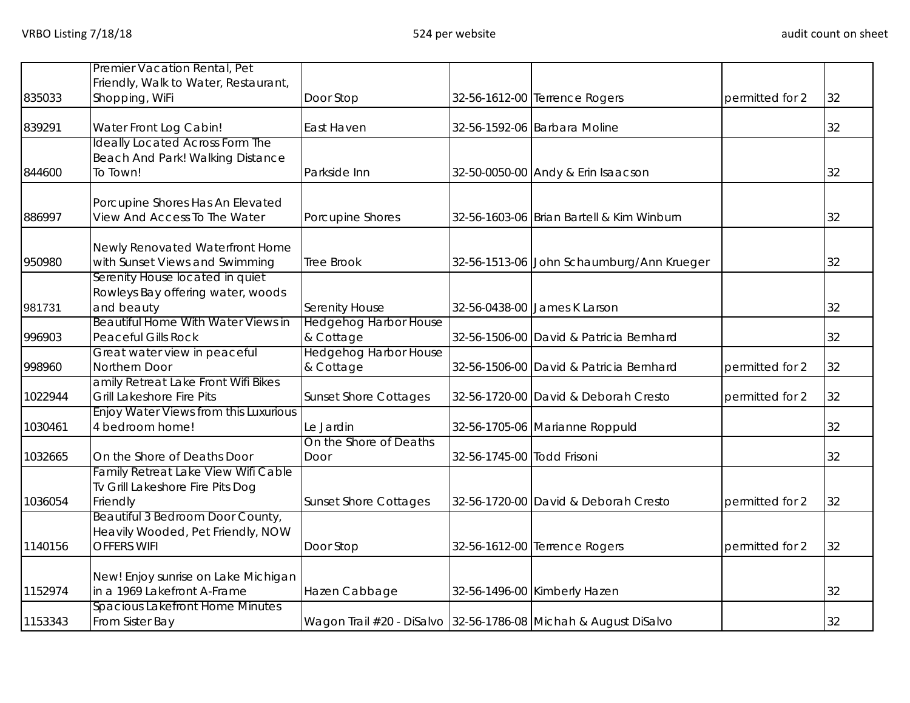| | | | | | | |
|---|---|---|---|---|---|---|
| 835033 | Premier Vacation Rental, Pet Friendly, Walk to Water, Restaurant, Shopping, WiFi | Door Stop | 32-56-1612-00 | Terrence Rogers | permitted for 2 | 32 |
| 839291 | Water Front Log Cabin! | East Haven | 32-56-1592-06 | Barbara Moline | | 32 |
| 844600 | Ideally Located Across Form The Beach And Park! Walking Distance To Town! | Parkside Inn | 32-50-0050-00 | Andy & Erin Isaacson | | 32 |
| 886997 | Porcupine Shores Has An Elevated View And Access To The Water | Porcupine Shores | 32-56-1603-06 | Brian Bartell & Kim Winburn | | 32 |
| 950980 | Newly Renovated Waterfront Home with Sunset Views and Swimming | Tree Brook | 32-56-1513-06 | John Schaumburg/Ann Krueger | | 32 |
| 981731 | Serenity House located in quiet Rowleys Bay offering water, woods and beauty | Serenity House | 32-56-0438-00 | James K Larson | | 32 |
| 996903 | Beautiful Home With Water Views in Peaceful Gills Rock | Hedgehog Harbor House & Cottage | 32-56-1506-00 | David & Patricia Bernhard | | 32 |
| 998960 | Great water view in peaceful Northern Door | Hedgehog Harbor House & Cottage | 32-56-1506-00 | David & Patricia Bernhard | permitted for 2 | 32 |
| 1022944 | amily Retreat Lake Front Wifi Bikes Grill Lakeshore Fire Pits | Sunset Shore Cottages | 32-56-1720-00 | David & Deborah Cresto | permitted for 2 | 32 |
| 1030461 | Enjoy Water Views from this Luxurious 4 bedroom home! | Le Jardin | 32-56-1705-06 | Marianne Roppuld | | 32 |
| 1032665 | On the Shore of Deaths Door | On the Shore of Deaths Door | 32-56-1745-00 Todd Frisoni | | | 32 |
| 1036054 | Family Retreat Lake View Wifi Cable Tv Grill Lakeshore Fire Pits Dog Friendly | Sunset Shore Cottages | 32-56-1720-00 | David & Deborah Cresto | permitted for 2 | 32 |
| 1140156 | Beautiful 3 Bedroom Door County, Heavily Wooded, Pet Friendly, NOW OFFERS WIFI | Door Stop | 32-56-1612-00 | Terrence Rogers | permitted for 2 | 32 |
| 1152974 | New! Enjoy sunrise on Lake Michigan in a 1969 Lakefront A-Frame | Hazen Cabbage | 32-56-1496-00 | Kimberly Hazen | | 32 |
| 1153343 | Spacious Lakefront Home Minutes From Sister Bay | Wagon Trail #20 - DiSalvo | 32-56-1786-08 | Michah & August DiSalvo | | 32 |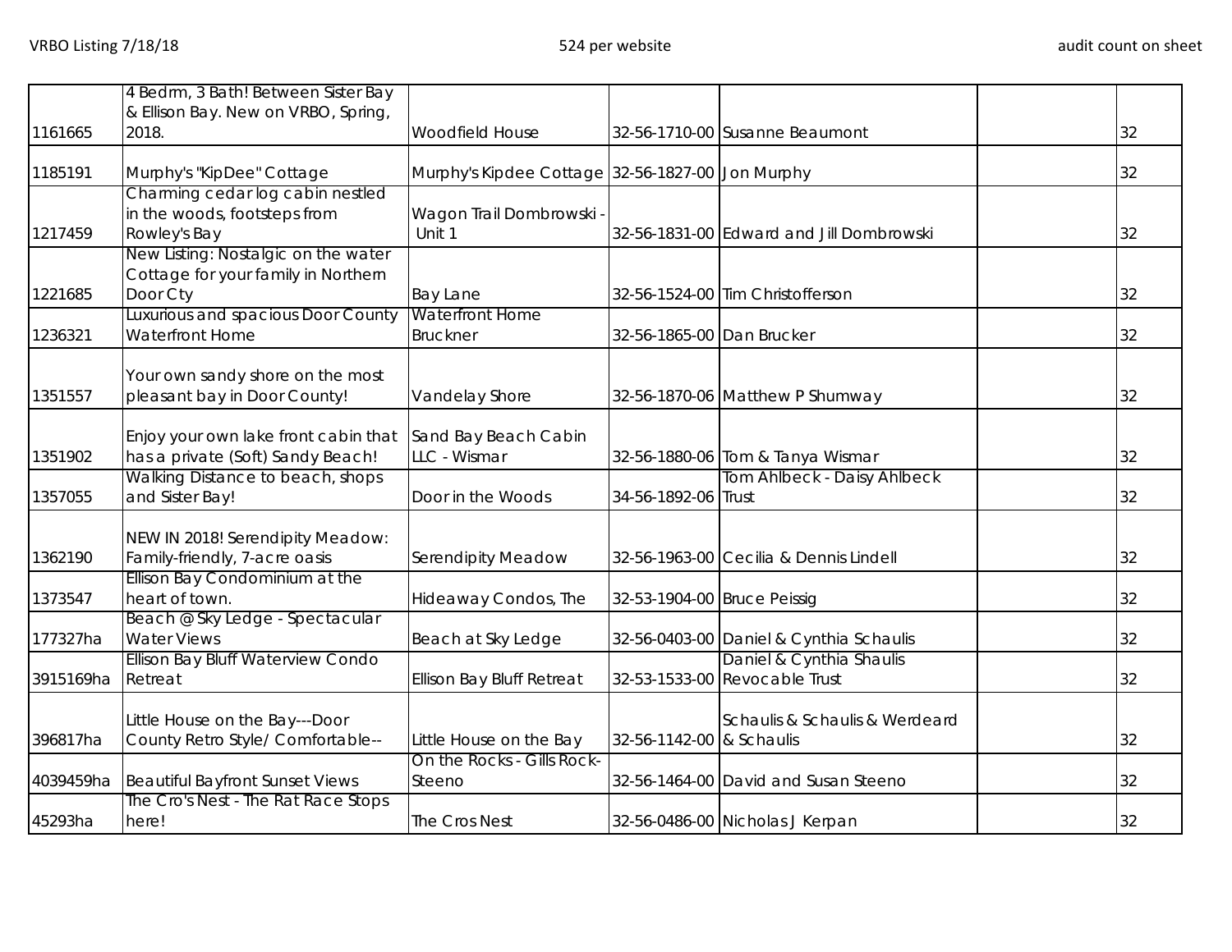| | | | | | | |
|---|---|---|---|---|---|---|
| 1161665 | 4 Bedrm, 3 Bath! Between Sister Bay & Ellison Bay. New on VRBO, Spring, 2018. | Woodfield House | 32-56-1710-00 | Susanne Beaumont | | 32 |
| 1185191 | Murphy's "KipDee" Cottage | Murphy's Kipdee Cottage | 32-56-1827-00 | Jon Murphy | | 32 |
| 1217459 | Charming cedar log cabin nestled in the woods, footsteps from Rowley's Bay | Wagon Trail Dombrowski - Unit 1 | 32-56-1831-00 | Edward and Jill Dombrowski | | 32 |
| 1221685 | New Listing: Nostalgic on the water Cottage for your family in Northern Door Cty | Bay Lane | 32-56-1524-00 | Tim Christofferson | | 32 |
| 1236321 | Luxurious and spacious Door County Waterfront Home | Waterfront Home Bruckner | 32-56-1865-00 | Dan Brucker | | 32 |
| 1351557 | Your own sandy shore on the most pleasant bay in Door County! | Vandelay Shore | 32-56-1870-06 | Matthew P Shumway | | 32 |
| 1351902 | Enjoy your own lake front cabin that has a private (Soft) Sandy Beach! | Sand Bay Beach Cabin LLC - Wismar | 32-56-1880-06 | Tom & Tanya Wismar | | 32 |
| 1357055 | Walking Distance to beach, shops and Sister Bay! | Door in the Woods | 34-56-1892-06 | Tom Ahlbeck - Daisy Ahlbeck Trust | | 32 |
| 1362190 | NEW IN 2018! Serendipity Meadow: Family-friendly, 7-acre oasis | Serendipity Meadow | 32-56-1963-00 | Cecilia & Dennis Lindell | | 32 |
| 1373547 | Ellison Bay Condominium at the heart of town. | Hideaway Condos, The | 32-53-1904-00 | Bruce Peissig | | 32 |
| 177327ha | Beach @ Sky Ledge - Spectacular Water Views | Beach at Sky Ledge | 32-56-0403-00 | Daniel & Cynthia Schaulis | | 32 |
| 3915169ha | Ellison Bay Bluff Waterview Condo Retreat | Ellison Bay Bluff Retreat | 32-53-1533-00 | Daniel & Cynthia Shaulis Revocable Trust | | 32 |
| 396817ha | Little House on the Bay---Door County Retro Style/ Comfortable-- | Little House on the Bay | 32-56-1142-00 | Schaulis & Schaulis & Werdeard & Schaulis | | 32 |
| 4039459ha | Beautiful Bayfront Sunset Views | On the Rocks - Gills Rock-Steeno | 32-56-1464-00 | David and Susan Steeno | | 32 |
| 45293ha | The Cro's Nest - The Rat Race Stops here! | The Cros Nest | 32-56-0486-00 | Nicholas J Kerpan | | 32 |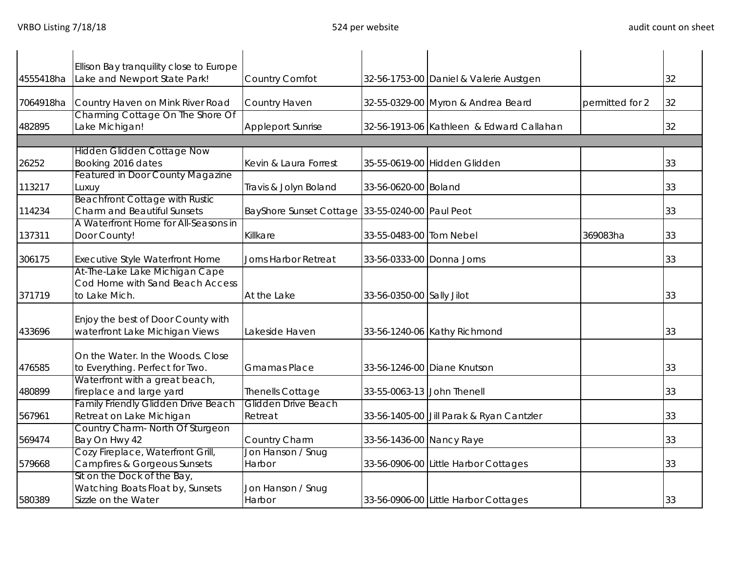| | | | | | | |
|---|---|---|---|---|---|---|
| 4555418ha | Ellison Bay tranquility close to Europe Lake and Newport State Park! | Country Comfot | 32-56-1753-00 | Daniel & Valerie Austgen | | 32 |
| 7064918ha | Country Haven on Mink River Road | Country Haven | 32-55-0329-00 | Myron & Andrea Beard | permitted for 2 | 32 |
| 482895 | Charming Cottage On The Shore Of Lake Michigan! | Appleport Sunrise | 32-56-1913-06 | Kathleen & Edward Callahan | | 32 |
| | | | | | | |
| 26252 | Hidden Glidden Cottage Now Booking 2016 dates | Kevin & Laura Forrest | 35-55-0619-00 | Hidden Glidden | | 33 |
| 113217 | Featured in Door County Magazine Luxuy | Travis & Jolyn Boland | 33-56-0620-00 | Boland | | 33 |
| 114234 | Beachfront Cottage with Rustic Charm and Beautiful Sunsets | BayShore Sunset Cottage | 33-55-0240-00 | Paul Peot | | 33 |
| 137311 | A Waterfront Home for All-Seasons in Door County! | Killkare | 33-55-0483-00 | Tom Nebel | 369083ha | 33 |
| 306175 | Executive Style Waterfront Home | Jorns Harbor Retreat | 33-56-0333-00 | Donna Jorns | | 33 |
| 371719 | At-The-Lake Lake Michigan Cape Cod Home with Sand Beach Access to Lake Mich. | At the Lake | 33-56-0350-00 | Sally Jilot | | 33 |
| 433696 | Enjoy the best of Door County with waterfront Lake Michigan Views | Lakeside Haven | 33-56-1240-06 | Kathy Richmond | | 33 |
| 476585 | On the Water. In the Woods. Close to Everything. Perfect for Two. | Gmamas Place | 33-56-1246-00 | Diane Knutson | | 33 |
| 480899 | Waterfront with a great beach, fireplace and large yard | Thenells Cottage | 33-55-0063-13 | John Thenell | | 33 |
| 567961 | Family Friendly Glidden Drive Beach Retreat on Lake Michigan | Glidden Drive Beach Retreat | 33-56-1405-00 | Jill Parak & Ryan Cantzler | | 33 |
| 569474 | Country Charm- North Of Sturgeon Bay On Hwy 42 | Country Charm | 33-56-1436-00 | Nancy Raye | | 33 |
| 579668 | Cozy Fireplace, Waterfront Grill, Campfires & Gorgeous Sunsets | Jon Hanson / Snug Harbor | 33-56-0906-00 | Little Harbor Cottages | | 33 |
| 580389 | Sit on the Dock of the Bay, Watching Boats Float by, Sunsets Sizzle on the Water | Jon Hanson / Snug Harbor | 33-56-0906-00 | Little Harbor Cottages | | 33 |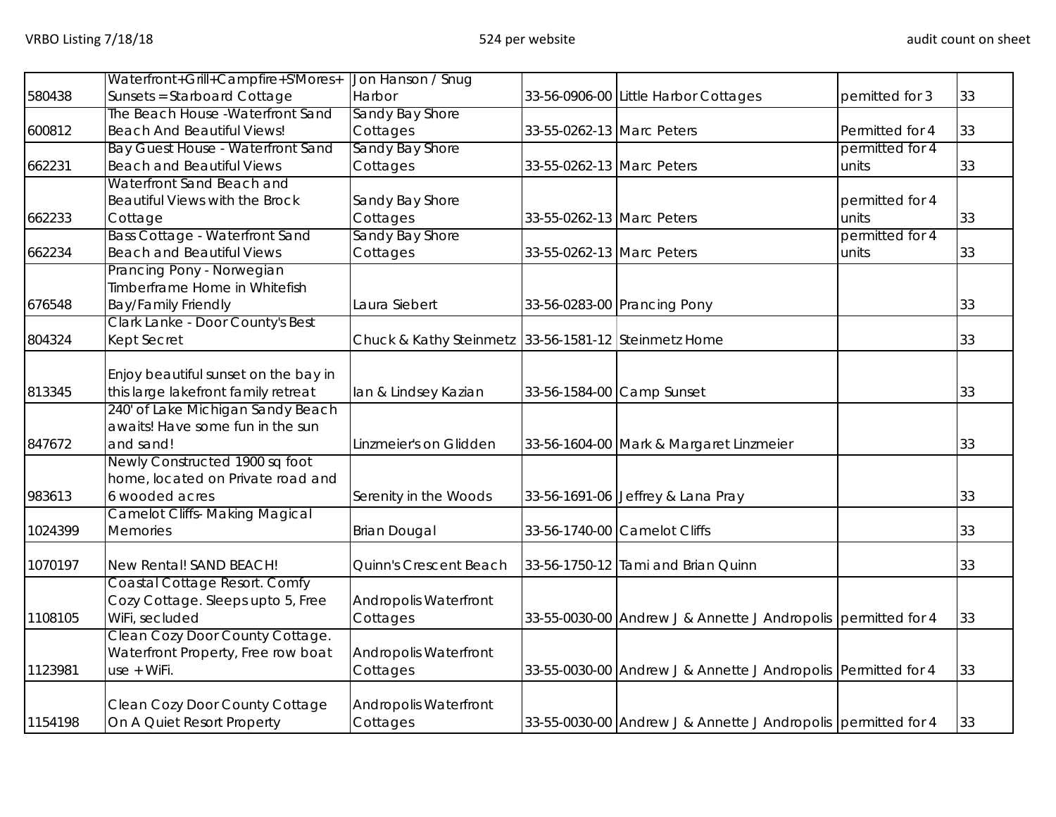| | | | | | | |
|---|---|---|---|---|---|---|
| 580438 | Waterfront+Grill+Campfire+S'Mores+ Sunsets = Starboard Cottage | Jon Hanson / Snug Harbor | 33-56-0906-00 | Little Harbor Cottages | permitted for 3 | 33 |
| 600812 | The Beach House -Waterfront Sand Beach And Beautiful Views! | Sandy Bay Shore Cottages | 33-55-0262-13 | Marc Peters | Permitted for 4 | 33 |
| 662231 | Bay Guest House - Waterfront Sand Beach and Beautiful Views | Sandy Bay Shore Cottages | 33-55-0262-13 | Marc Peters | permitted for 4 units | 33 |
| 662233 | Waterfront Sand Beach and Beautiful Views with the Brock Cottage | Sandy Bay Shore Cottages | 33-55-0262-13 | Marc Peters | permitted for 4 units | 33 |
| 662234 | Bass Cottage - Waterfront Sand Beach and Beautiful Views | Sandy Bay Shore Cottages | 33-55-0262-13 | Marc Peters | permitted for 4 units | 33 |
| 676548 | Prancing Pony - Norwegian Timberframe Home in Whitefish Bay/Family Friendly | Laura Siebert | 33-56-0283-00 | Prancing Pony | | 33 |
| 804324 | Clark Lanke - Door County's Best Kept Secret | Chuck & Kathy Steinmetz | 33-56-1581-12 | Steinmetz Home | | 33 |
| 813345 | Enjoy beautiful sunset on the bay in this large lakefront family retreat | Ian & Lindsey Kazian | 33-56-1584-00 | Camp Sunset | | 33 |
| 847672 | 240' of Lake Michigan Sandy Beach awaits! Have some fun in the sun and sand! | Linzmeier's on Glidden | 33-56-1604-00 | Mark & Margaret Linzmeier | | 33 |
| 983613 | Newly Constructed 1900 sq foot home, located on Private road and 6 wooded acres | Serenity in the Woods | 33-56-1691-06 | Jeffrey & Lana Pray | | 33 |
| 1024399 | Camelot Cliffs- Making Magical Memories | Brian Dougal | 33-56-1740-00 | Camelot Cliffs | | 33 |
| 1070197 | New Rental! SAND BEACH! | Quinn's Crescent Beach | 33-56-1750-12 | Tami and Brian Quinn | | 33 |
| 1108105 | Coastal Cottage Resort. Comfy Cozy Cottage. Sleeps upto 5, Free WiFi, secluded | Andropolis Waterfront Cottages | 33-55-0030-00 | Andrew J & Annette J Andropolis | permitted for 4 | 33 |
| 1123981 | Clean Cozy Door County Cottage. Waterfront Property, Free row boat use + WiFi. | Andropolis Waterfront Cottages | 33-55-0030-00 | Andrew J & Annette J Andropolis | Permitted for 4 | 33 |
| 1154198 | Clean Cozy Door County Cottage On A Quiet Resort Property | Andropolis Waterfront Cottages | 33-55-0030-00 | Andrew J & Annette J Andropolis | permitted for 4 | 33 |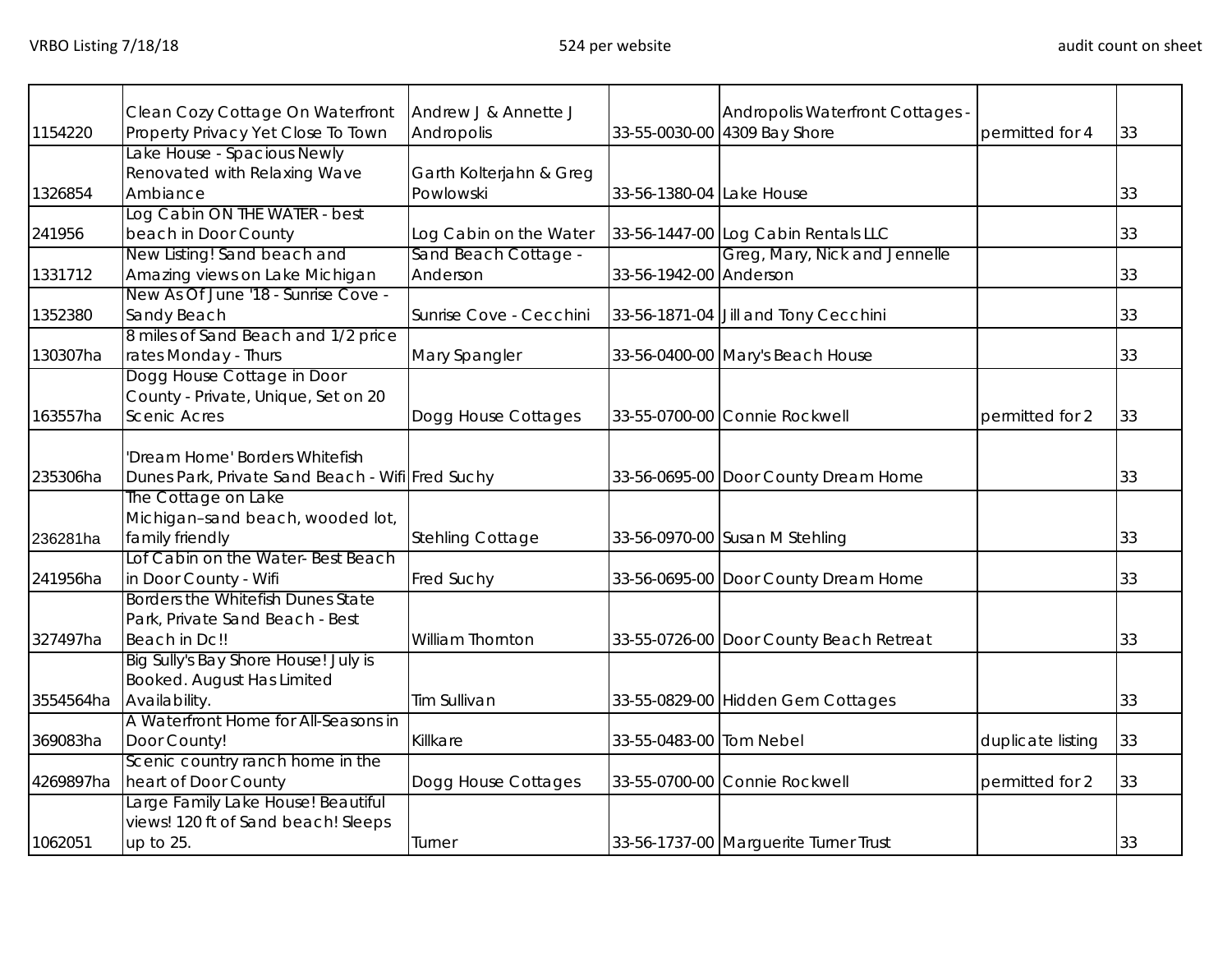VRBO Listing 7/18/18 | 524 per website | audit count on sheet

| | | | | | | |
|---|---|---|---|---|---|---|
| 1154220 | Clean Cozy Cottage On Waterfront Property Privacy Yet Close To Town | Andrew J & Annette J Andropolis | 33-55-0030-00 | Andropolis Waterfront Cottages - 4309 Bay Shore | permitted for 4 | 33 |
| 1326854 | Lake House - Spacious Newly Renovated with Relaxing Wave Ambiance | Garth Kolterjahn & Greg Powlowski | 33-56-1380-04 | Lake House | | 33 |
| 241956 | Log Cabin ON THE WATER - best beach in Door County | Log Cabin on the Water | 33-56-1447-00 | Log Cabin Rentals LLC | | 33 |
| 1331712 | New Listing! Sand beach and Amazing views on Lake Michigan | Sand Beach Cottage - Anderson | 33-56-1942-00 | Greg, Mary, Nick and Jennelle Anderson | | 33 |
| 1352380 | New As Of June '18 - Sunrise Cove - Sandy Beach | Sunrise Cove - Cecchini | 33-56-1871-04 | Jill and Tony Cecchini | | 33 |
| 130307ha | 8 miles of Sand Beach and 1/2 price rates Monday - Thurs | Mary Spangler | 33-56-0400-00 | Mary's Beach House | | 33 |
| 163557ha | Dogg House Cottage in Door County - Private, Unique, Set on 20 Scenic Acres | Dogg House Cottages | 33-55-0700-00 | Connie Rockwell | permitted for 2 | 33 |
| 235306ha | 'Dream Home' Borders Whitefish Dunes Park, Private Sand Beach - Wifi | Fred Suchy | 33-56-0695-00 | Door County Dream Home | | 33 |
| 236281ha | The Cottage on Lake Michigan–sand beach, wooded lot, family friendly | Stehling Cottage | 33-56-0970-00 | Susan M Stehling | | 33 |
| 241956ha | Lof Cabin on the Water- Best Beach in Door County - Wifi | Fred Suchy | 33-56-0695-00 | Door County Dream Home | | 33 |
| 327497ha | Borders the Whitefish Dunes State Park, Private Sand Beach - Best Beach in Dc!! | William Thornton | 33-55-0726-00 | Door County Beach Retreat | | 33 |
| 3554564ha | Big Sully's Bay Shore House! July is Booked. August Has Limited Availability. | Tim Sullivan | 33-55-0829-00 | Hidden Gem Cottages | | 33 |
| 369083ha | A Waterfront Home for All-Seasons in Door County! | Killkare | 33-55-0483-00 | Tom Nebel | duplicate listing | 33 |
| 4269897ha | Scenic country ranch home in the heart of Door County | Dogg House Cottages | 33-55-0700-00 | Connie Rockwell | permitted for 2 | 33 |
| 1062051 | Large Family Lake House! Beautiful views! 120 ft of Sand beach! Sleeps up to 25. | Turner | 33-56-1737-00 | Marguerite Turner Trust | | 33 |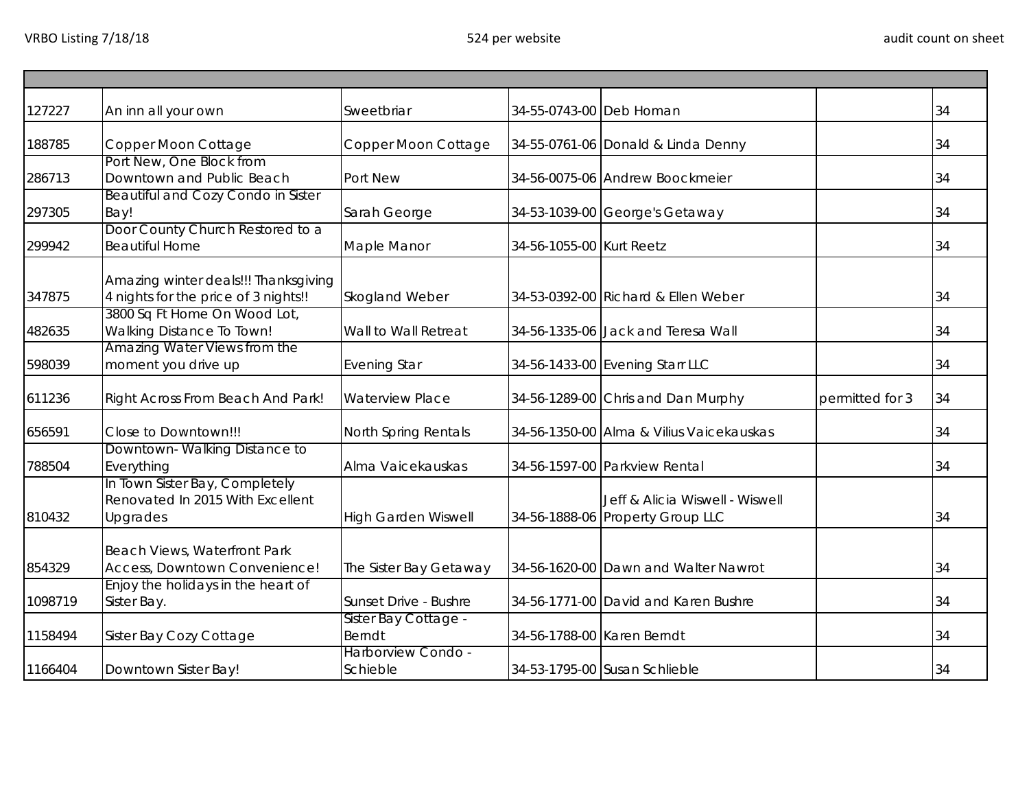VRBO Listing 7/18/18 524 per website audit count on sheet

| | | | | | | |
|---|---|---|---|---|---|---|
| 127227 | An inn all your own | Sweetbriar | 34-55-0743-00 | Deb Homan | | 34 |
| 188785 | Copper Moon Cottage | Copper Moon Cottage | 34-55-0761-06 | Donald & Linda Denny | | 34 |
| 286713 | Port New, One Block from Downtown and Public Beach | Port New | 34-56-0075-06 | Andrew Boockmeier | | 34 |
| 297305 | Beautiful and Cozy Condo in Sister Bay! | Sarah George | 34-53-1039-00 | George's Getaway | | 34 |
| 299942 | Door County Church Restored to a Beautiful Home | Maple Manor | 34-56-1055-00 | Kurt Reetz | | 34 |
| 347875 | Amazing winter deals!!! Thanksgiving 4 nights for the price of 3 nights!! | Skogland Weber | 34-53-0392-00 | Richard & Ellen Weber | | 34 |
| 482635 | 3800 Sq Ft Home On Wood Lot, Walking Distance To Town! | Wall to Wall Retreat | 34-56-1335-06 | Jack and Teresa Wall | | 34 |
| 598039 | Amazing Water Views from the moment you drive up | Evening Star | 34-56-1433-00 | Evening Starr LLC | | 34 |
| 611236 | Right Across From Beach And Park! | Waterview Place | 34-56-1289-00 | Chris and Dan Murphy | permitted for 3 | 34 |
| 656591 | Close to Downtown!!! | North Spring Rentals | 34-56-1350-00 | Alma & Vilius Vaicekauskas | | 34 |
| 788504 | Downtown- Walking Distance to Everything | Alma Vaicekauskas | 34-56-1597-00 | Parkview Rental | | 34 |
| 810432 | In Town Sister Bay, Completely Renovated In 2015 With Excellent Upgrades | High Garden Wiswell | 34-56-1888-06 | Jeff & Alicia Wiswell - Wiswell Property Group LLC | | 34 |
| 854329 | Beach Views, Waterfront Park Access, Downtown Convenience! | The Sister Bay Getaway | 34-56-1620-00 | Dawn and Walter Nawrot | | 34 |
| 1098719 | Enjoy the holidays in the heart of Sister Bay. | Sunset Drive - Bushre | 34-56-1771-00 | David and Karen Bushre | | 34 |
| 1158494 | Sister Bay Cozy Cottage | Sister Bay Cottage - Berndt | 34-56-1788-00 | Karen Berndt | | 34 |
| 1166404 | Downtown Sister Bay! | Harborview Condo - Schieble | 34-53-1795-00 | Susan Schlieble | | 34 |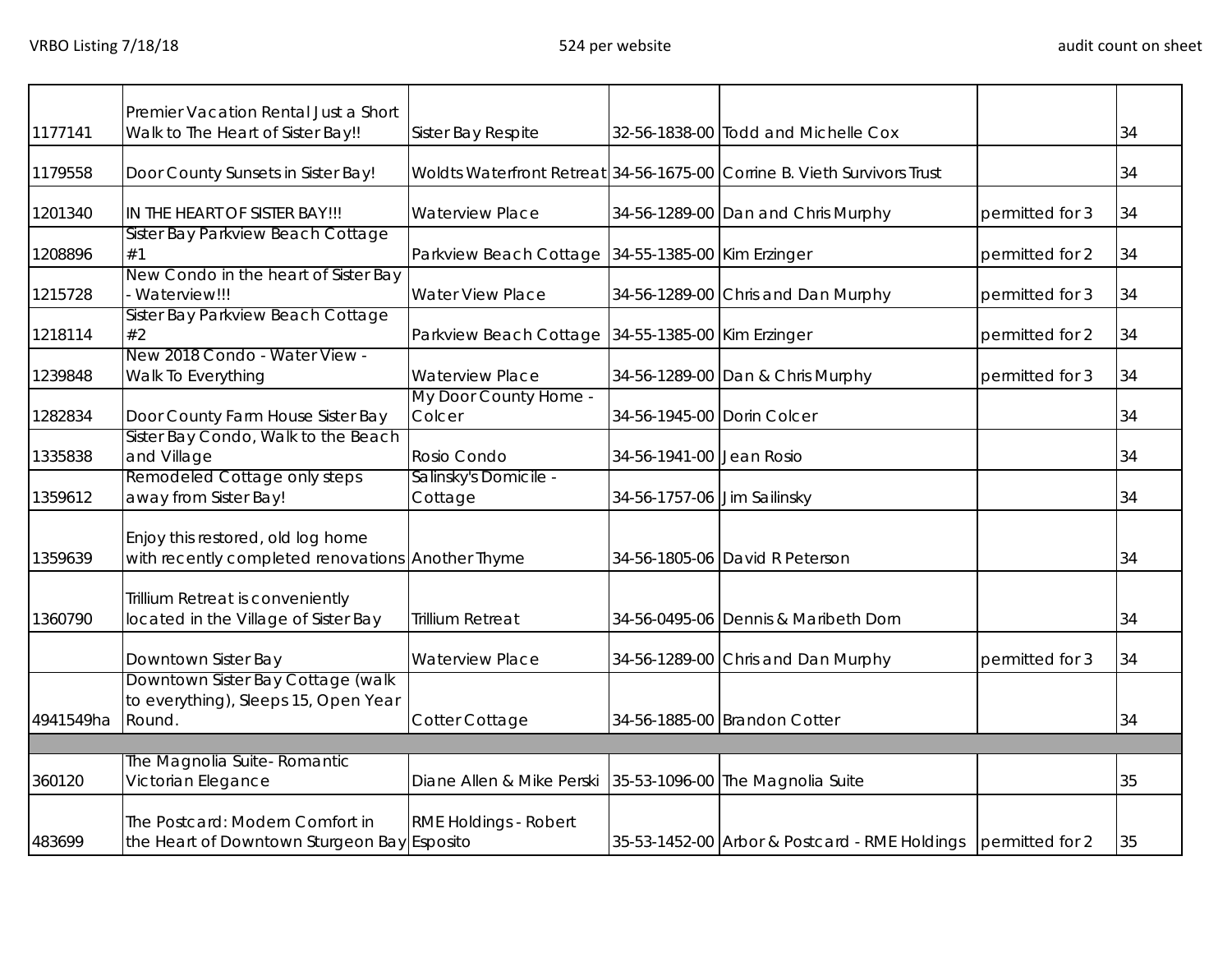| | | | | | | |
|---|---|---|---|---|---|---|
| 1177141 | Premier Vacation Rental Just a Short Walk to The Heart of Sister Bay!! | Sister Bay Respite | 32-56-1838-00 | Todd and Michelle Cox | | 34 |
| 1179558 | Door County Sunsets in Sister Bay! | Woldts Waterfront Retreat | 34-56-1675-00 | Corrine B. Vieth Survivors Trust | | 34 |
| 1201340 | IN THE HEART OF SISTER BAY!!! | Waterview Place | 34-56-1289-00 | Dan and Chris Murphy | permitted for 3 | 34 |
| 1208896 | Sister Bay Parkview Beach Cottage #1 | Parkview Beach Cottage | 34-55-1385-00 | Kim Erzinger | permitted for 2 | 34 |
| 1215728 | New Condo in the heart of Sister Bay - Waterview!!! | Water View Place | 34-56-1289-00 | Chris and Dan Murphy | permitted for 3 | 34 |
| 1218114 | Sister Bay Parkview Beach Cottage #2 | Parkview Beach Cottage | 34-55-1385-00 | Kim Erzinger | permitted for 2 | 34 |
| 1239848 | New 2018 Condo - Water View - Walk To Everything | Waterview Place | 34-56-1289-00 | Dan & Chris Murphy | permitted for 3 | 34 |
| 1282834 | Door County Farm House Sister Bay | My Door County Home - Colcer | 34-56-1945-00 | Dorin Colcer | | 34 |
| 1335838 | Sister Bay Condo, Walk to the Beach and Village | Rosio Condo | 34-56-1941-00 | Jean Rosio | | 34 |
| 1359612 | Remodeled Cottage only steps away from Sister Bay! | Salinsky's Domicile - Cottage | 34-56-1757-06 | Jim Sailinsky | | 34 |
| 1359639 | Enjoy this restored, old log home with recently completed renovations | Another Thyme | 34-56-1805-06 | David R Peterson | | 34 |
| 1360790 | Trillium Retreat is conveniently located in the Village of Sister Bay | Trillium Retreat | 34-56-0495-06 | Dennis & Maribeth Dorn | | 34 |
| | Downtown Sister Bay | Waterview Place | 34-56-1289-00 | Chris and Dan Murphy | permitted for 3 | 34 |
| 4941549ha | Downtown Sister Bay Cottage (walk to everything), Sleeps 15, Open Year Round. | Cotter Cottage | 34-56-1885-00 | Brandon Cotter | | 34 |
| | | | | | | |
| 360120 | The Magnolia Suite- Romantic Victorian Elegance | Diane Allen & Mike Perski | 35-53-1096-00 | The Magnolia Suite | | 35 |
| 483699 | The Postcard: Modern Comfort in the Heart of Downtown Sturgeon Bay | RME Holdings - Robert Esposito | 35-53-1452-00 | Arbor & Postcard - RME Holdings | permitted for 2 | 35 |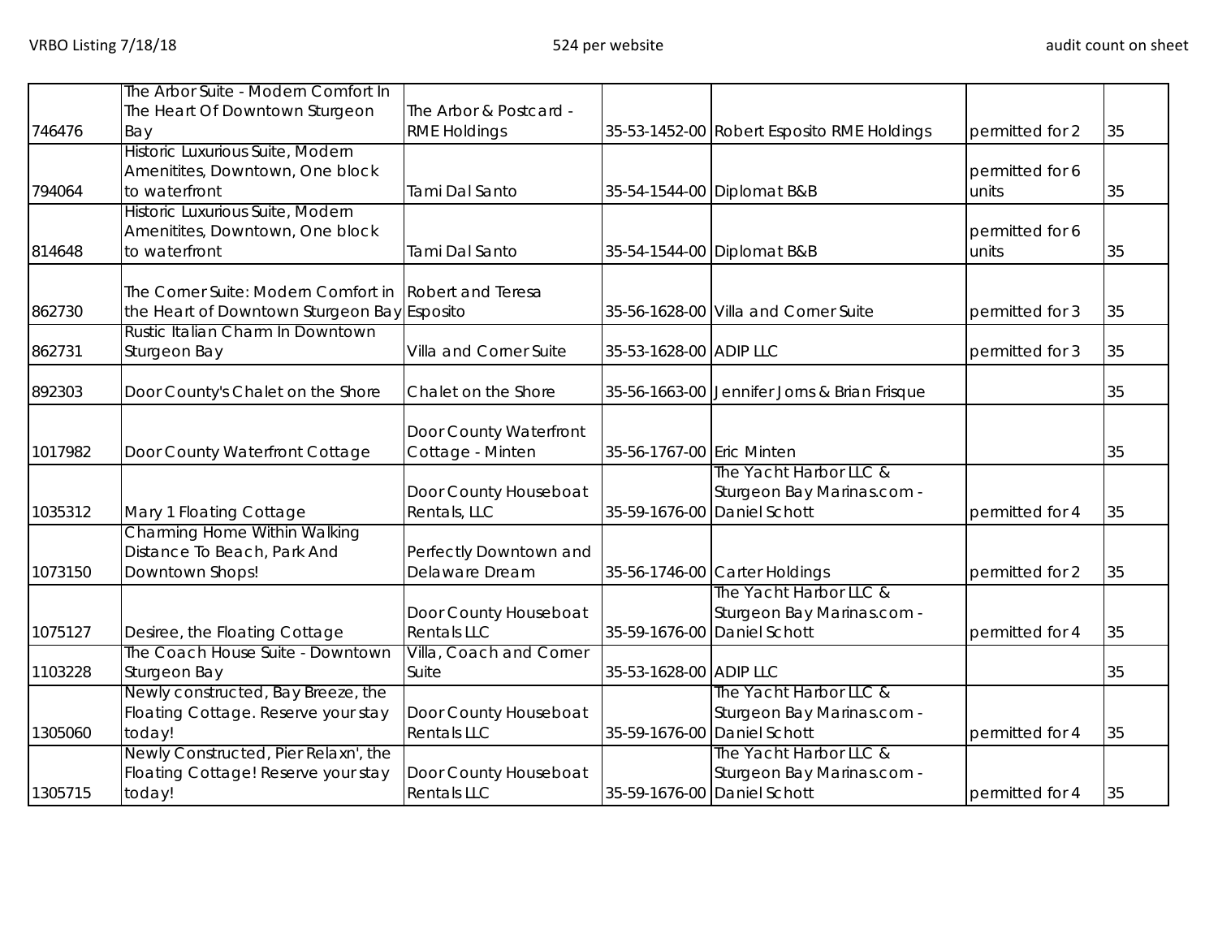| | | | | | | |
|---|---|---|---|---|---|---|
| 746476 | The Arbor Suite - Modern Comfort In The Heart Of Downtown Sturgeon Bay | The Arbor & Postcard - RME Holdings | 35-53-1452-00 | Robert Esposito RME Holdings | permitted for 2 | 35 |
| 794064 | Historic Luxurious Suite, Modern Amenitites, Downtown, One block to waterfront | Tami Dal Santo | 35-54-1544-00 | Diplomat B&B | permitted for 6 units | 35 |
| 814648 | Historic Luxurious Suite, Modern Amenitites, Downtown, One block to waterfront | Tami Dal Santo | 35-54-1544-00 | Diplomat B&B | permitted for 6 units | 35 |
| 862730 | The Corner Suite: Modern Comfort in the Heart of Downtown Sturgeon Bay | Robert and Teresa Esposito | 35-56-1628-00 | Villa and Corner Suite | permitted for 3 | 35 |
| 862731 | Rustic Italian Charm In Downtown Sturgeon Bay | Villa and Corner Suite | 35-53-1628-00 | ADIP LLC | permitted for 3 | 35 |
| 892303 | Door County's Chalet on the Shore | Chalet on the Shore | 35-56-1663-00 | Jennifer Jorns & Brian Frisque | | 35 |
| 1017982 | Door County Waterfront Cottage | Door County Waterfront Cottage - Minten | 35-56-1767-00 | Eric Minten | | 35 |
| 1035312 | Mary 1 Floating Cottage | Door County Houseboat Rentals, LLC | 35-59-1676-00 | The Yacht Harbor LLC & Sturgeon Bay Marinas.com - Daniel Schott | permitted for 4 | 35 |
| 1073150 | Charming Home Within Walking Distance To Beach, Park And Downtown Shops! | Perfectly Downtown and Delaware Dream | 35-56-1746-00 | Carter Holdings | permitted for 2 | 35 |
| 1075127 | Desiree, the Floating Cottage | Door County Houseboat Rentals LLC | 35-59-1676-00 | The Yacht Harbor LLC & Sturgeon Bay Marinas.com - Daniel Schott | permitted for 4 | 35 |
| 1103228 | The Coach House Suite - Downtown Sturgeon Bay | Villa, Coach and Corner Suite | 35-53-1628-00 | ADIP LLC | | 35 |
| 1305060 | Newly constructed, Bay Breeze, the Floating Cottage. Reserve your stay today! | Door County Houseboat Rentals LLC | 35-59-1676-00 | The Yacht Harbor LLC & Sturgeon Bay Marinas.com - Daniel Schott | permitted for 4 | 35 |
| 1305715 | Newly Constructed, Pier Relaxn', the Floating Cottage! Reserve your stay today! | Door County Houseboat Rentals LLC | 35-59-1676-00 | The Yacht Harbor LLC & Sturgeon Bay Marinas.com - Daniel Schott | permitted for 4 | 35 |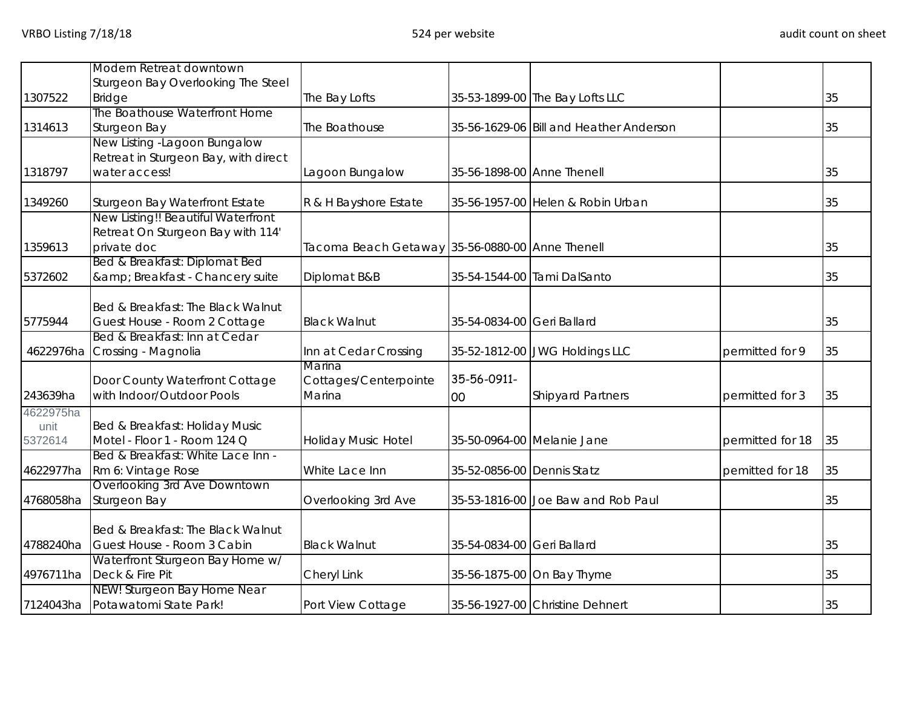| | | | | | | |
|---|---|---|---|---|---|---|
| 1307522 | Modern Retreat downtown Sturgeon Bay Overlooking The Steel Bridge | The Bay Lofts | 35-53-1899-00 | The Bay Lofts LLC | | 35 |
| 1314613 | The Boathouse Waterfront Home Sturgeon Bay | The Boathouse | 35-56-1629-06 | Bill and Heather Anderson | | 35 |
| 1318797 | New Listing -Lagoon Bungalow Retreat in Sturgeon Bay, with direct water access! | Lagoon Bungalow | 35-56-1898-00 | Anne Thenell | | 35 |
| 1349260 | Sturgeon Bay Waterfront Estate | R & H Bayshore Estate | 35-56-1957-00 | Helen & Robin Urban | | 35 |
| 1359613 | New Listing!! Beautiful Waterfront Retreat On Sturgeon Bay with 114' private doc | Tacoma Beach Getaway | 35-56-0880-00 | Anne Thenell | | 35 |
| 5372602 | Bed & Breakfast: Diplomat Bed &amp; Breakfast - Chancery suite | Diplomat B&B | 35-54-1544-00 | Tami DalSanto | | 35 |
| 5775944 | Bed & Breakfast: The Black Walnut Guest House - Room 2 Cottage | Black Walnut | 35-54-0834-00 | Geri Ballard | | 35 |
| 4622976ha | Bed & Breakfast: Inn at Cedar Crossing - Magnolia | Inn at Cedar Crossing | 35-52-1812-00 | JWG Holdings LLC | permitted for 9 | 35 |
| 243639ha | Door County Waterfront Cottage with Indoor/Outdoor Pools | Marina Cottages/Centerpointe Marina | 35-56-0911-00 | Shipyard Partners | permitted for 3 | 35 |
| 4622975ha unit 5372614 | Bed & Breakfast: Holiday Music Motel - Floor 1 - Room 124 Q | Holiday Music Hotel | 35-50-0964-00 | Melanie Jane | permitted for 18 | 35 |
| 4622977ha | Bed & Breakfast: White Lace Inn - Rm 6: Vintage Rose | White Lace Inn | 35-52-0856-00 | Dennis Statz | pemitted for 18 | 35 |
| 4768058ha | Overlooking 3rd Ave Downtown Sturgeon Bay | Overlooking 3rd Ave | 35-53-1816-00 | Joe Baw and Rob Paul | | 35 |
| 4788240ha | Bed & Breakfast: The Black Walnut Guest House - Room 3 Cabin | Black Walnut | 35-54-0834-00 | Geri Ballard | | 35 |
| 4976711ha | Waterfront Sturgeon Bay Home w/ Deck & Fire Pit | Cheryl Link | 35-56-1875-00 | On Bay Thyme | | 35 |
| 7124043ha | NEW! Sturgeon Bay Home Near Potawatomi State Park! | Port View Cottage | 35-56-1927-00 | Christine Dehnert | | 35 |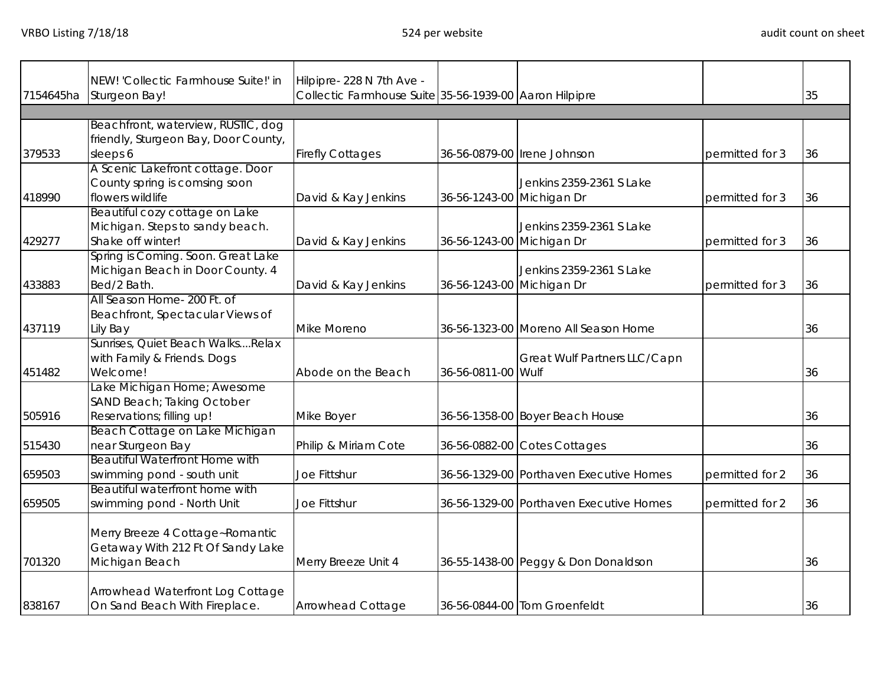| | | | | | | |
|---|---|---|---|---|---|---|
| 7154645ha | NEW! 'Collectic Farmhouse Suite!' in Sturgeon Bay! | Hilpipre- 228 N 7th Ave - Collectic Farmhouse Suite | 35-56-1939-00 | Aaron Hilpipre | | 35 |
| | | | | | | |
| 379533 | Beachfront, waterview, RUSTIC, dog friendly, Sturgeon Bay, Door County, sleeps 6 | Firefly Cottages | 36-56-0879-00 | Irene Johnson | permitted for 3 | 36 |
| 418990 | A Scenic Lakefront cottage. Door County spring is comsing soon flowers wildlife | David & Kay Jenkins | 36-56-1243-00 | Jenkins 2359-2361 S Lake Michigan Dr | permitted for 3 | 36 |
| 429277 | Beautiful cozy cottage on Lake Michigan. Steps to sandy beach. Shake off winter! | David & Kay Jenkins | 36-56-1243-00 | Jenkins 2359-2361 S Lake Michigan Dr | permitted for 3 | 36 |
| 433883 | Spring is Coming. Soon. Great Lake Michigan Beach in Door County. 4 Bed/2 Bath. | David & Kay Jenkins | 36-56-1243-00 | Jenkins 2359-2361 S Lake Michigan Dr | permitted for 3 | 36 |
| 437119 | All Season Home- 200 Ft. of Beachfront, Spectacular Views of Lily Bay | Mike Moreno | 36-56-1323-00 | Moreno All Season Home | | 36 |
| 451482 | Sunrises, Quiet Beach Walks....Relax with Family & Friends. Dogs Welcome! | Abode on the Beach | 36-56-0811-00 | Great Wulf Partners LLC/Capn Wulf | | 36 |
| 505916 | Lake Michigan Home; Awesome SAND Beach; Taking October Reservations; filling up! | Mike Boyer | 36-56-1358-00 | Boyer Beach House | | 36 |
| 515430 | Beach Cottage on Lake Michigan near Sturgeon Bay | Philip & Miriam Cote | 36-56-0882-00 | Cotes Cottages | | 36 |
| 659503 | Beautiful Waterfront Home with swimming pond - south unit | Joe Fittshur | 36-56-1329-00 | Porthaven Executive Homes | permitted for 2 | 36 |
| 659505 | Beautiful waterfront home with swimming pond - North Unit | Joe Fittshur | 36-56-1329-00 | Porthaven Executive Homes | permitted for 2 | 36 |
| 701320 | Merry Breeze 4 Cottage~Romantic Getaway With 212 Ft Of Sandy Lake Michigan Beach | Merry Breeze Unit 4 | 36-55-1438-00 | Peggy & Don Donaldson | | 36 |
| 838167 | Arrowhead Waterfront Log Cottage On Sand Beach With Fireplace. | Arrowhead Cottage | 36-56-0844-00 | Tom Groenfeldt | | 36 |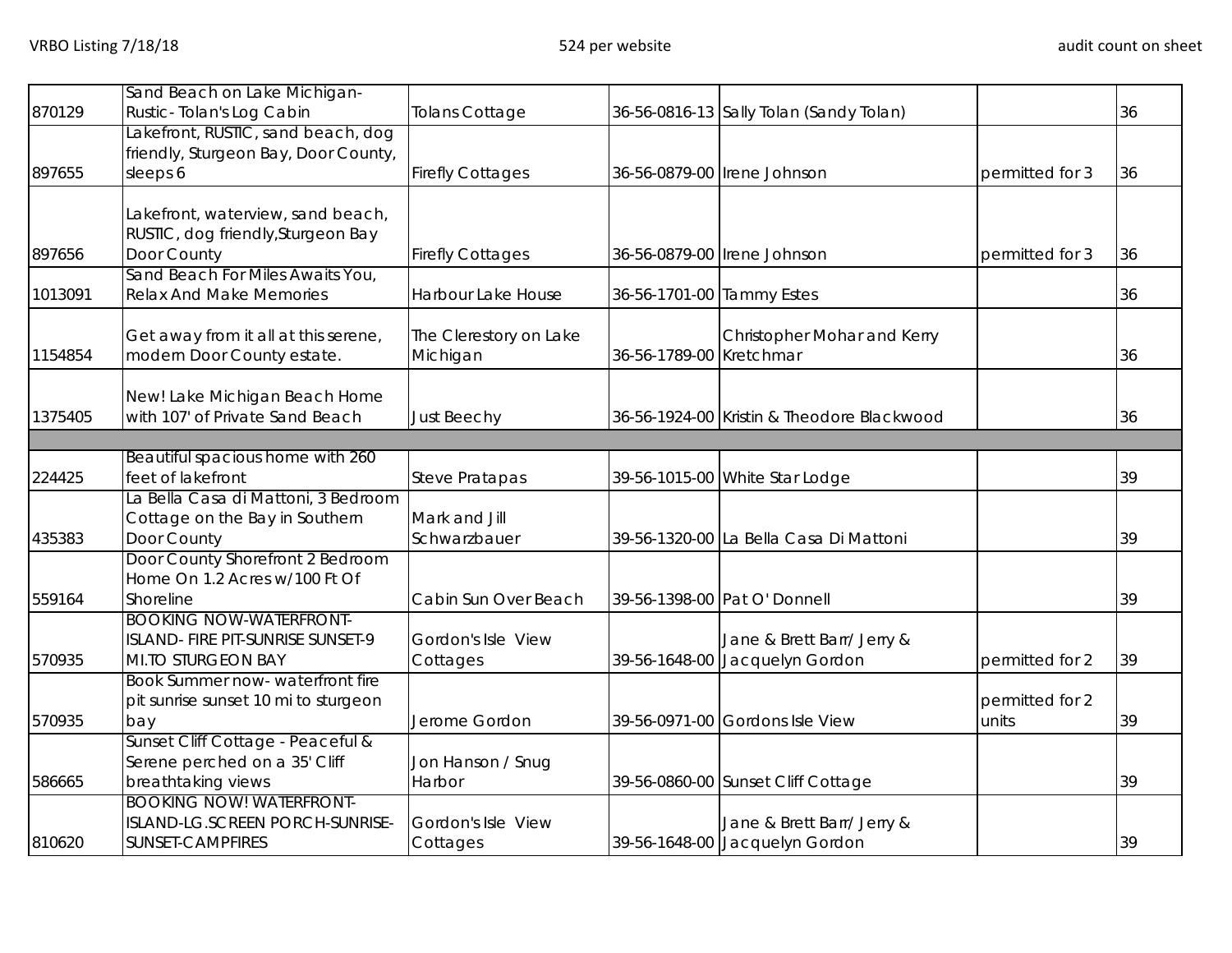| | | | | | | |
|---|---|---|---|---|---|---|
| 870129 | Sand Beach on Lake Michigan- Rustic - Tolan's Log Cabin | Tolans Cottage | 36-56-0816-13 | Sally Tolan (Sandy Tolan) | | 36 |
| 897655 | Lakefront, RUSTIC, sand beach, dog friendly, Sturgeon Bay, Door County, sleeps 6 | Firefly Cottages | 36-56-0879-00 | Irene Johnson | permitted for 3 | 36 |
| 897656 | Lakefront, waterview, sand beach, RUSTIC, dog friendly,Sturgeon Bay Door County | Firefly Cottages | 36-56-0879-00 | Irene Johnson | permitted for 3 | 36 |
| 1013091 | Sand Beach For Miles Awaits You, Relax And Make Memories | Harbour Lake House | 36-56-1701-00 | Tammy Estes | | 36 |
| 1154854 | Get away from it all at this serene, modern Door County estate. | The Clerestory on Lake Michigan | 36-56-1789-00 | Christopher Mohar and Kerry Kretchmar | | 36 |
| 1375405 | New! Lake Michigan Beach Home with 107' of Private Sand Beach | Just Beechy | 36-56-1924-00 | Kristin & Theodore Blackwood | | 36 |
| | | | | | | |
| 224425 | Beautiful spacious home with 260 feet of lakefront | Steve Pratapas | 39-56-1015-00 | White Star Lodge | | 39 |
| 435383 | La Bella Casa di Mattoni, 3 Bedroom Cottage on the Bay in Southern Door County | Mark and Jill Schwarzbauer | 39-56-1320-00 | La Bella Casa Di Mattoni | | 39 |
| 559164 | Door County Shorefront 2 Bedroom Home On 1.2 Acres w/100 Ft Of Shoreline | Cabin Sun Over Beach | 39-56-1398-00 | Pat O' Donnell | | 39 |
| 570935 | BOOKING NOW-WATERFRONT-ISLAND- FIRE PIT-SUNRISE SUNSET-9 MI.TO STURGEON BAY | Gordon's Isle View Cottages | 39-56-1648-00 | Jane & Brett Barr/ Jerry & Jacquelyn Gordon | permitted for 2 | 39 |
| 570935 | Book Summer now- waterfront fire pit sunrise sunset 10 mi to sturgeon bay | Jerome Gordon | 39-56-0971-00 | Gordons Isle View | permitted for 2 units | 39 |
| 586665 | Sunset Cliff Cottage - Peaceful & Serene perched on a 35' Cliff breathtaking views | Jon Hanson / Snug Harbor | 39-56-0860-00 | Sunset Cliff Cottage | | 39 |
| 810620 | BOOKING NOW! WATERFRONT-ISLAND-LG.SCREEN PORCH-SUNRISE-SUNSET-CAMPFIRES | Gordon's Isle View Cottages | 39-56-1648-00 | Jane & Brett Barr/ Jerry & Jacquelyn Gordon | | 39 |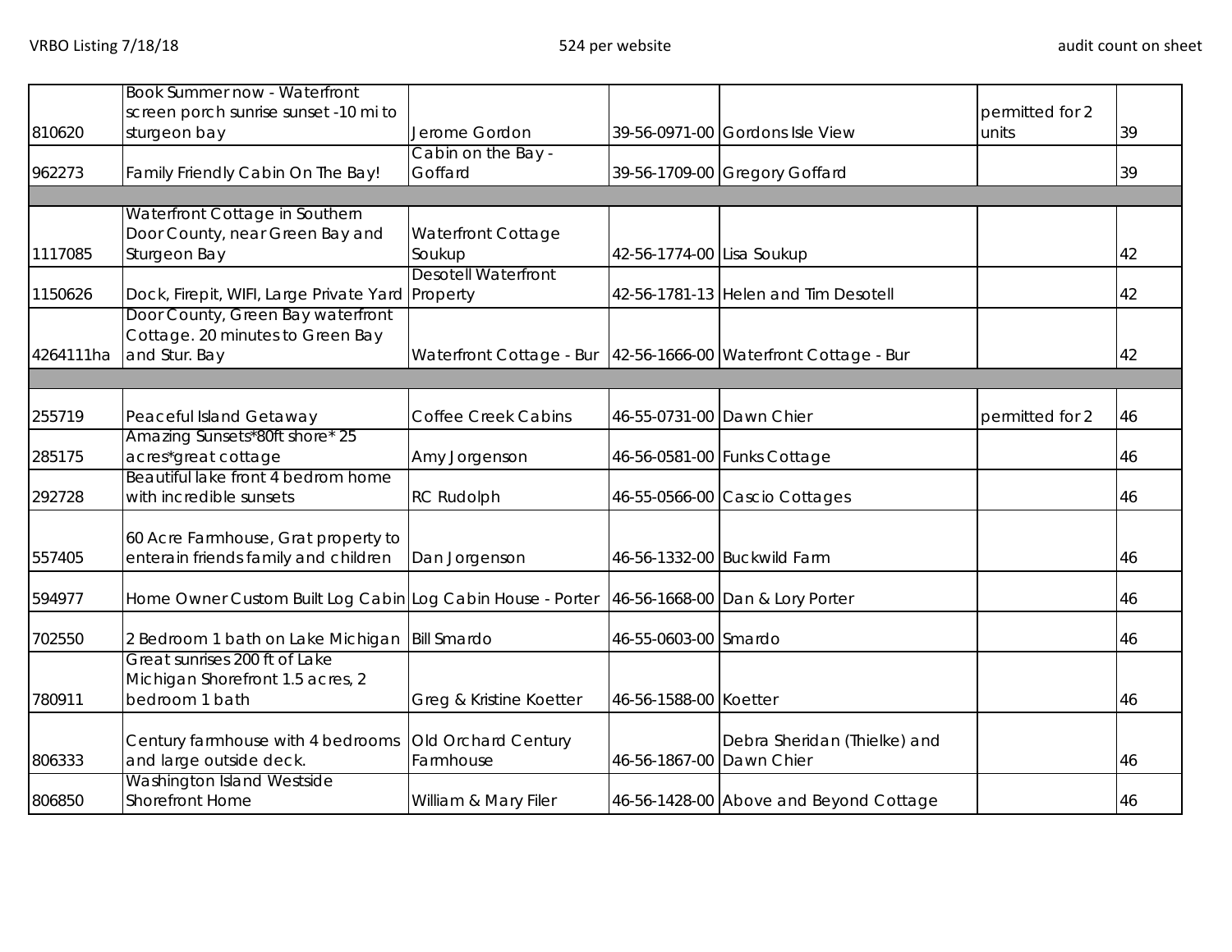VRBO Listing 7/18/18 | 524 per website | audit count on sheet

| | | | | | | |
|---|---|---|---|---|---|---|
| 810620 | Book Summer now - Waterfront screen porch sunrise sunset -10 mi to sturgeon bay | Jerome Gordon | 39-56-0971-00 | Gordons Isle View | permitted for 2 units | 39 |
| 962273 | Family Friendly Cabin On The Bay! | Cabin on the Bay - Goffard | 39-56-1709-00 | Gregory Goffard | | 39 |
| | | | | | | |
| 1117085 | Waterfront Cottage in Southern Door County, near Green Bay and Sturgeon Bay | Waterfront Cottage Soukup | 42-56-1774-00 | Lisa Soukup | | 42 |
| 1150626 | Dock, Firepit, WIFI, Large Private Yard | Desotell Waterfront Property | 42-56-1781-13 | Helen and Tim Desotell | | 42 |
| 4264111ha | Door County, Green Bay waterfront Cottage. 20 minutes to Green Bay and Stur. Bay | Waterfront Cottage - Bur | 42-56-1666-00 | Waterfront Cottage - Bur | | 42 |
| | | | | | | |
| 255719 | Peaceful Island Getaway | Coffee Creek Cabins | 46-55-0731-00 | Dawn Chier | permitted for 2 | 46 |
| 285175 | Amazing Sunsets*80ft shore* 25 acres*great cottage | Amy Jorgenson | 46-56-0581-00 | Funks Cottage | | 46 |
| 292728 | Beautiful lake front 4 bedrom home with incredible sunsets | RC Rudolph | 46-55-0566-00 | Cascio Cottages | | 46 |
| 557405 | 60 Acre Farmhouse, Grat property to enterain friends family and children | Dan Jorgenson | 46-56-1332-00 | Buckwild Farm | | 46 |
| 594977 | Home Owner Custom Built Log Cabin | Log Cabin House - Porter | 46-56-1668-00 | Dan & Lory Porter | | 46 |
| 702550 | 2 Bedroom 1 bath on Lake Michigan | Bill Smardo | 46-55-0603-00 | Smardo | | 46 |
| 780911 | Great sunrises 200 ft of Lake Michigan Shorefront 1.5 acres, 2 bedroom 1 bath | Greg & Kristine Koetter | 46-56-1588-00 | Koetter | | 46 |
| 806333 | Century farmhouse with 4 bedrooms and large outside deck. | Old Orchard Century Farmhouse | 46-56-1867-00 | Debra Sheridan (Thielke) and Dawn Chier | | 46 |
| 806850 | Washington Island Westside Shorefront Home | William & Mary Filer | 46-56-1428-00 | Above and Beyond Cottage | | 46 |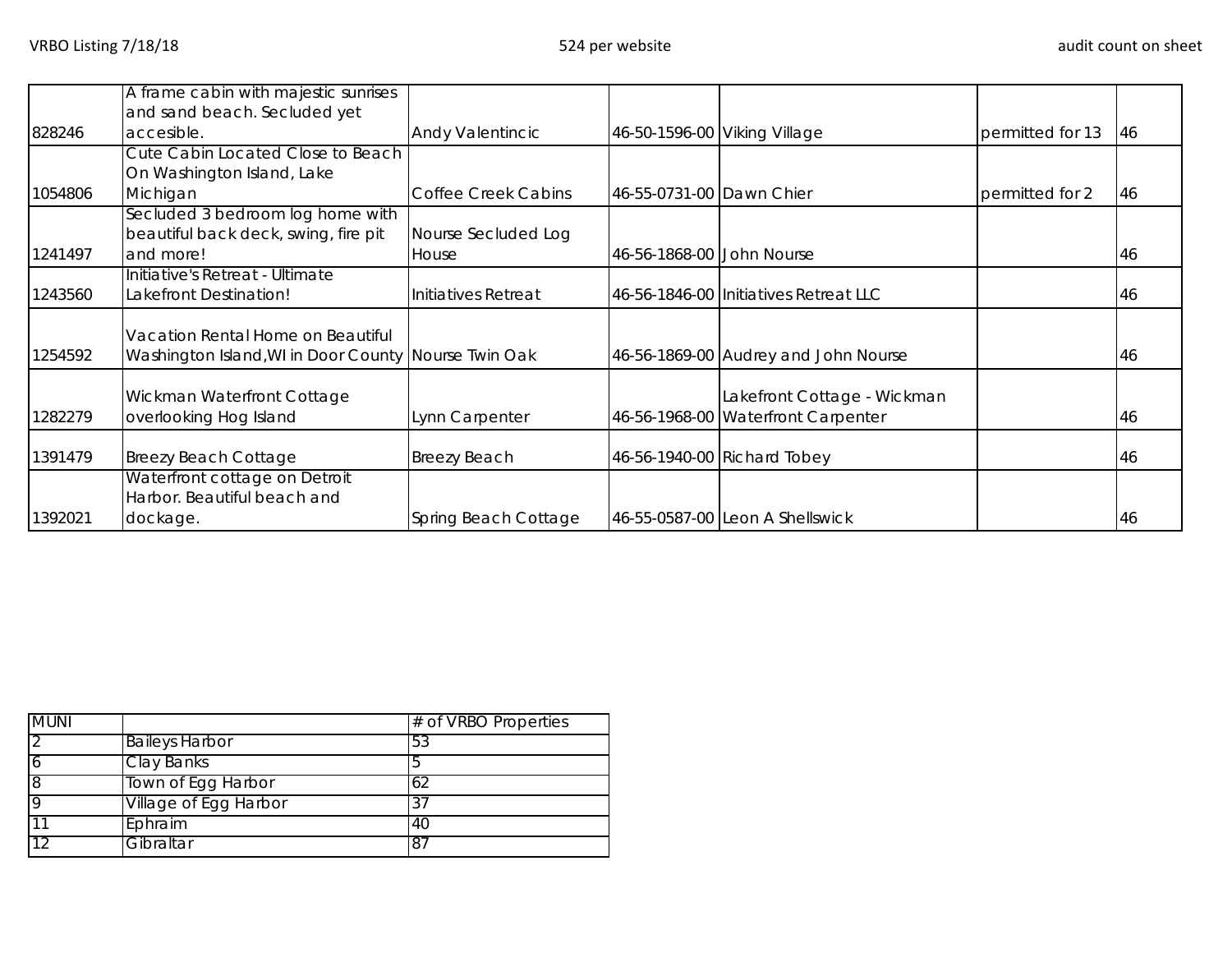VRBO Listing 7/18/18 | 524 per website | audit count on sheet

| | | | | | | |
|---|---|---|---|---|---|---|
| 828246 | A frame cabin with majestic sunrises and sand beach. Secluded yet accesible. | Andy Valentincic | 46-50-1596-00 | Viking Village | permitted for 13 | 46 |
| 1054806 | Cute Cabin Located Close to Beach On Washington Island, Lake Michigan | Coffee Creek Cabins | 46-55-0731-00 | Dawn Chier | permitted for 2 | 46 |
| 1241497 | Secluded 3 bedroom log home with beautiful back deck, swing, fire pit and more! | Nourse Secluded Log House | 46-56-1868-00 | John Nourse | | 46 |
| 1243560 | Initiative's Retreat - Ultimate Lakefront Destination! | Initiatives Retreat | 46-56-1846-00 | Initiatives Retreat LLC | | 46 |
| 1254592 | Vacation Rental Home on Beautiful Washington Island,WI in Door County | Nourse Twin Oak | 46-56-1869-00 | Audrey and John Nourse | | 46 |
| 1282279 | Wickman Waterfront Cottage overlooking Hog Island | Lynn Carpenter | 46-56-1968-00 | Lakefront Cottage - Wickman Waterfront Carpenter | | 46 |
| 1391479 | Breezy Beach Cottage | Breezy Beach | 46-56-1940-00 | Richard Tobey | | 46 |
| 1392021 | Waterfront cottage on Detroit Harbor. Beautiful beach and dockage. | Spring Beach Cottage | 46-55-0587-00 | Leon A Shellswick | | 46 |

| MUNI | | # of VRBO Properties |
|---|---|---|
| 2 | Baileys Harbor | 53 |
| 6 | Clay Banks | 5 |
| 8 | Town of Egg Harbor | 62 |
| 9 | Village of Egg Harbor | 37 |
| 11 | Ephraim | 40 |
| 12 | Gibraltar | 87 |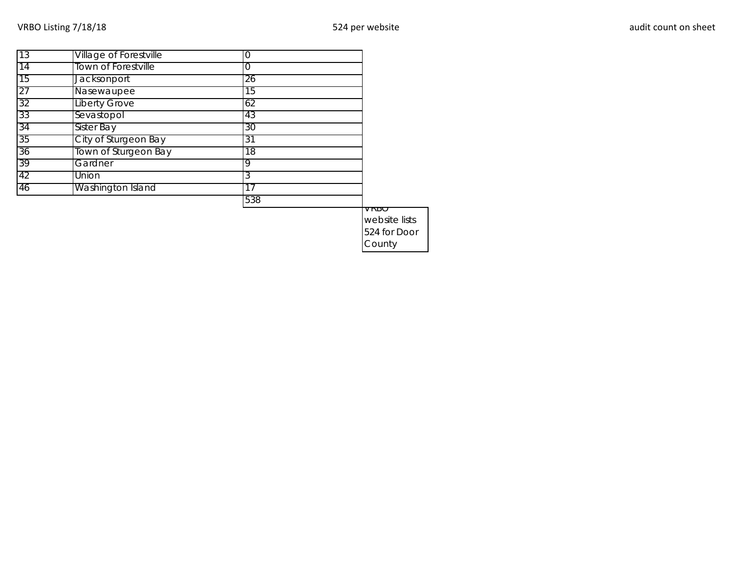VRBO Listing 7/18/18 524 per website audit count on sheet

| | | |
|---|---|---|
| 13 | Village of Forestville | 0 |
| 14 | Town of Forestville | 0 |
| 15 | Jacksonport | 26 |
| 27 | Nasewaupee | 15 |
| 32 | Liberty Grove | 62 |
| 33 | Sevastopol | 43 |
| 34 | Sister Bay | 30 |
| 35 | City of Sturgeon Bay | 31 |
| 36 | Town of Sturgeon Bay | 18 |
| 39 | Gardner | 9 |
| 42 | Union | 3 |
| 46 | Washington Island | 17 |
| | | 538 |

VRBO website lists 524 for Door County